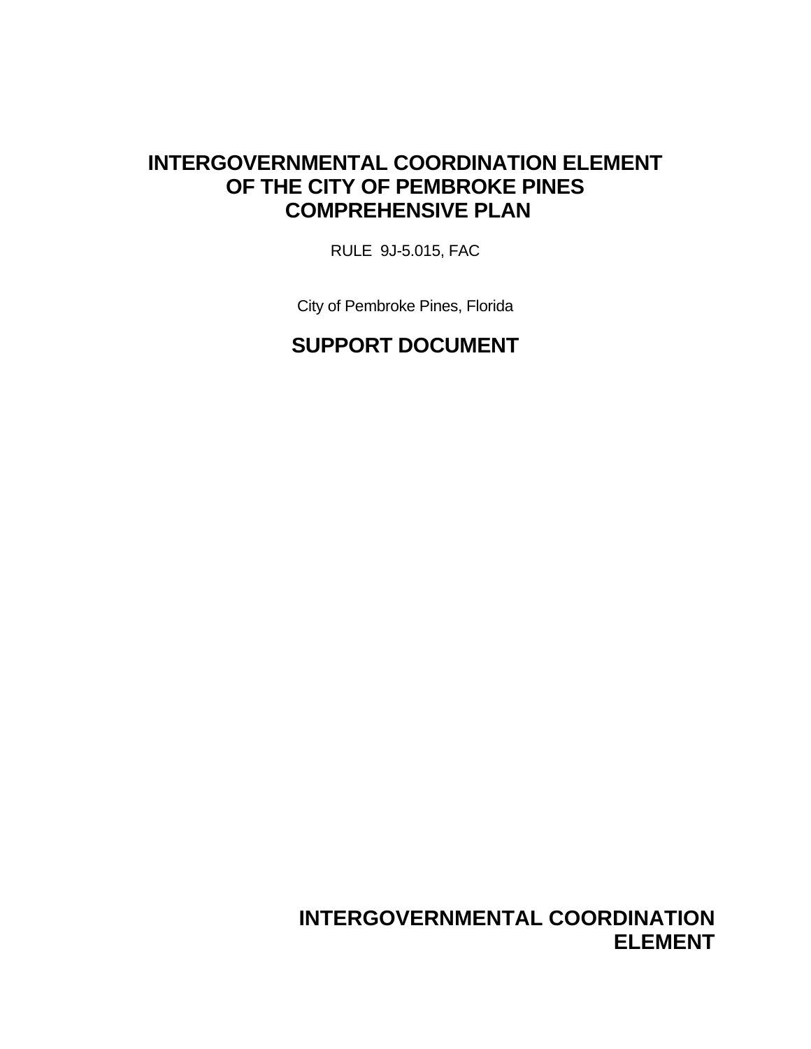# INTERGOVERNMENTAL COORDINATION ELEMENT OF THE CITY OF PEMBROKE PINES COMPREHENSIVE PLAN

RULE 9J-5.015, FAC

City of Pembroke Pines, Florida

## SUPPORT DOCUMENT

## INTERGOVERNMENTAL COORDINATION ELEMENT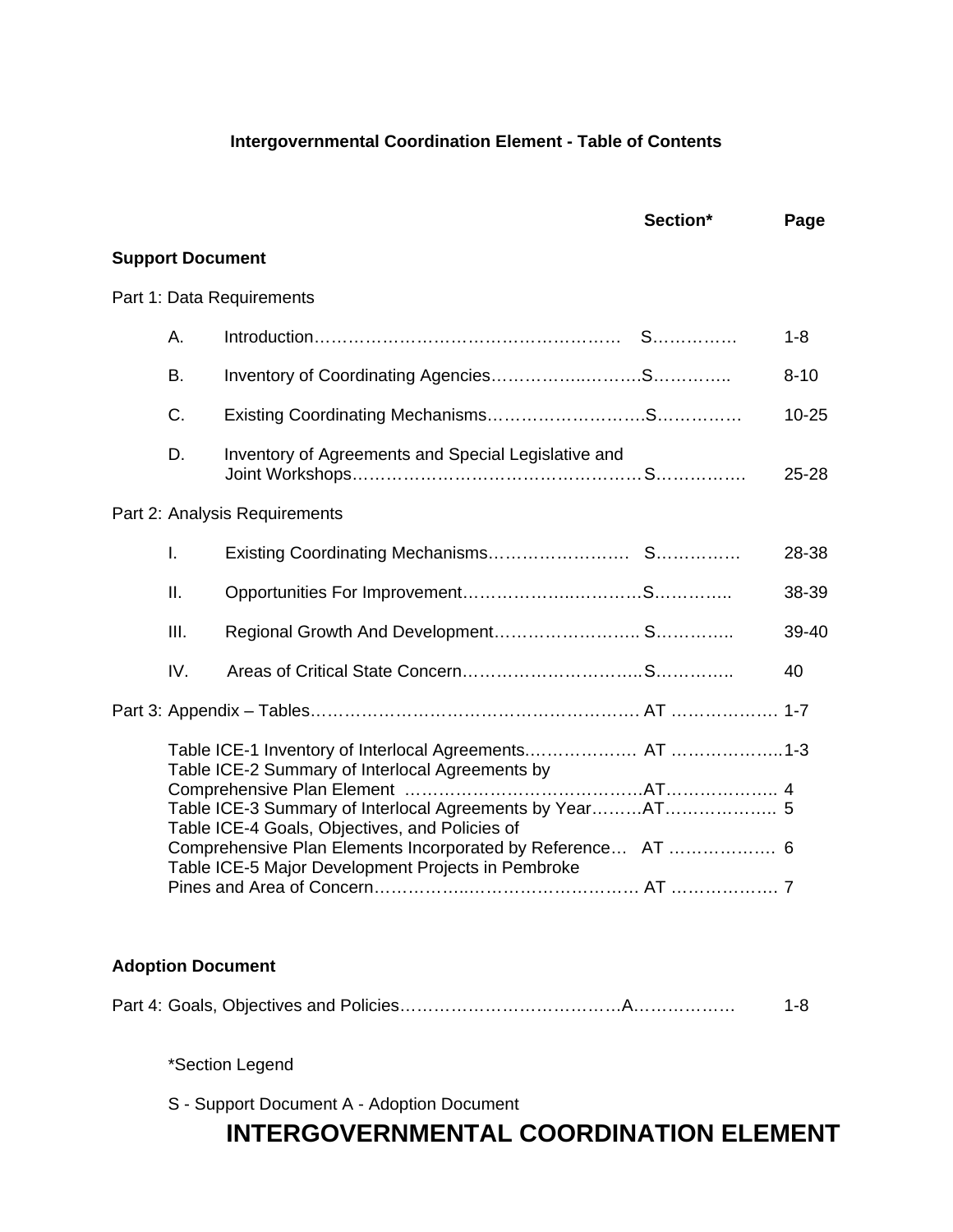## Intergovernmental Coordination Element - Table of Contents

| | Section* | Page |
|---|---|---|
| **Support Document** | | |
| Part 1: Data Requirements | | |
| A. Introduction | S | 1-8 |
| B. Inventory of Coordinating Agencies | S | 8-10 |
| C. Existing Coordinating Mechanisms | S | 10-25 |
| D. Inventory of Agreements and Special Legislative and Joint Workshops | S | 25-28 |
| Part 2: Analysis Requirements | | |
| I. Existing Coordinating Mechanisms | S | 28-38 |
| II. Opportunities For Improvement | S | 38-39 |
| III. Regional Growth And Development | S | 39-40 |
| IV. Areas of Critical State Concern | S | 40 |
| Part 3: Appendix – Tables | AT | 1-7 |
| Table ICE-1 Inventory of Interlocal Agreements | AT | 1-3 |
| Table ICE-2 Summary of Interlocal Agreements by Comprehensive Plan Element | AT | 4 |
| Table ICE-3 Summary of Interlocal Agreements by Year | AT | 5 |
| Table ICE-4 Goals, Objectives, and Policies of Comprehensive Plan Elements Incorporated by Reference | AT | 6 |
| Table ICE-5 Major Development Projects in Pembroke Pines and Area of Concern | AT | 7 |
| **Adoption Document** | | |
| Part 4: Goals, Objectives and Policies | A | 1-8 |

*Section Legend

S - Support Document A - Adoption Document

# INTERGOVERNMENTAL COORDINATION ELEMENT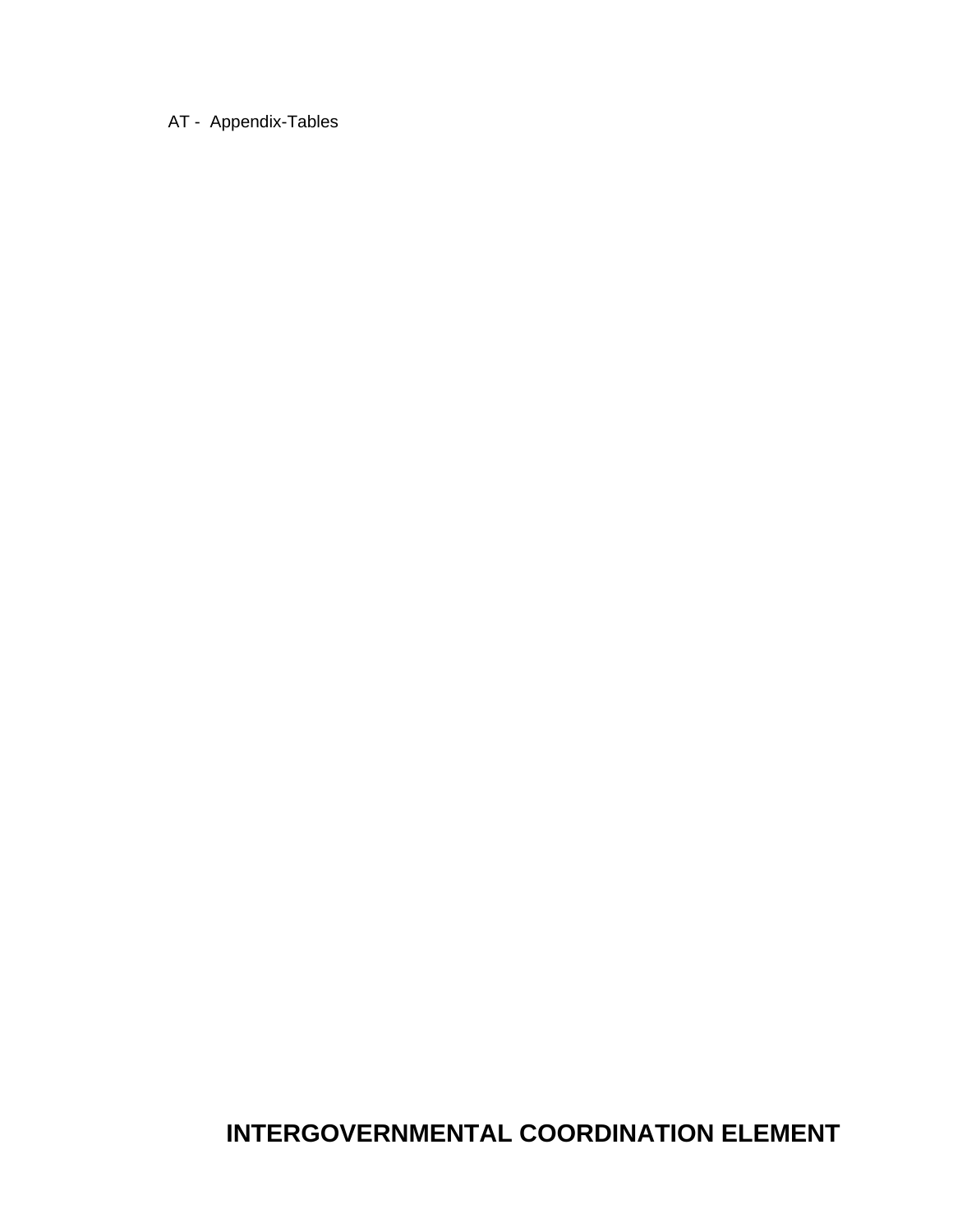AT - Appendix-Tables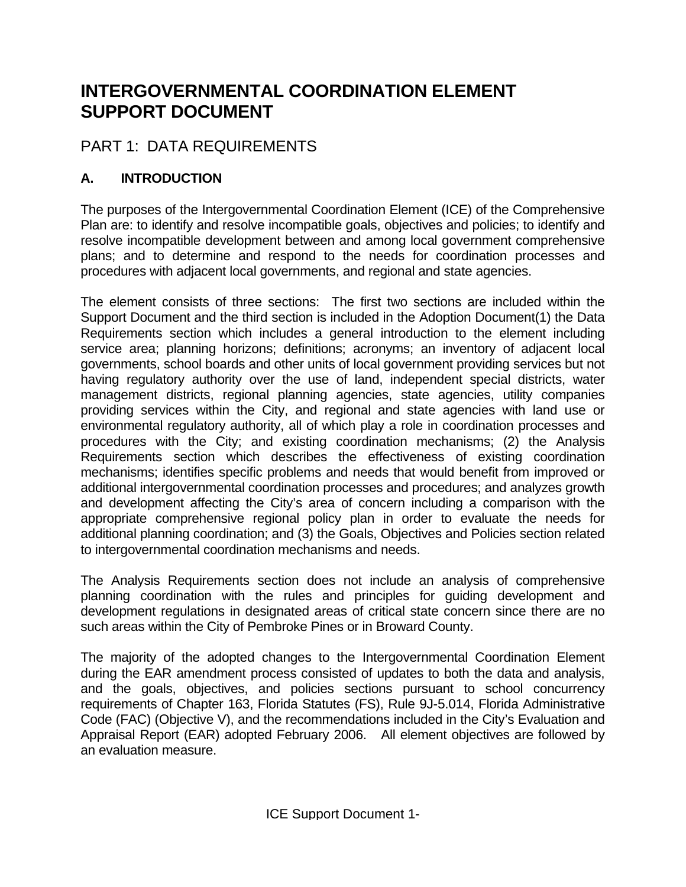# INTERGOVERNMENTAL COORDINATION ELEMENT SUPPORT DOCUMENT

## PART 1: DATA REQUIREMENTS

### A. INTRODUCTION

The purposes of the Intergovernmental Coordination Element (ICE) of the Comprehensive Plan are: to identify and resolve incompatible goals, objectives and policies; to identify and resolve incompatible development between and among local government comprehensive plans; and to determine and respond to the needs for coordination processes and procedures with adjacent local governments, and regional and state agencies.

The element consists of three sections: The first two sections are included within the Support Document and the third section is included in the Adoption Document(1) the Data Requirements section which includes a general introduction to the element including service area; planning horizons; definitions; acronyms; an inventory of adjacent local governments, school boards and other units of local government providing services but not having regulatory authority over the use of land, independent special districts, water management districts, regional planning agencies, state agencies, utility companies providing services within the City, and regional and state agencies with land use or environmental regulatory authority, all of which play a role in coordination processes and procedures with the City; and existing coordination mechanisms; (2) the Analysis Requirements section which describes the effectiveness of existing coordination mechanisms; identifies specific problems and needs that would benefit from improved or additional intergovernmental coordination processes and procedures; and analyzes growth and development affecting the City's area of concern including a comparison with the appropriate comprehensive regional policy plan in order to evaluate the needs for additional planning coordination; and (3) the Goals, Objectives and Policies section related to intergovernmental coordination mechanisms and needs.

The Analysis Requirements section does not include an analysis of comprehensive planning coordination with the rules and principles for guiding development and development regulations in designated areas of critical state concern since there are no such areas within the City of Pembroke Pines or in Broward County.

The majority of the adopted changes to the Intergovernmental Coordination Element during the EAR amendment process consisted of updates to both the data and analysis, and the goals, objectives, and policies sections pursuant to school concurrency requirements of Chapter 163, Florida Statutes (FS), Rule 9J-5.014, Florida Administrative Code (FAC) (Objective V), and the recommendations included in the City's Evaluation and Appraisal Report (EAR) adopted February 2006. All element objectives are followed by an evaluation measure.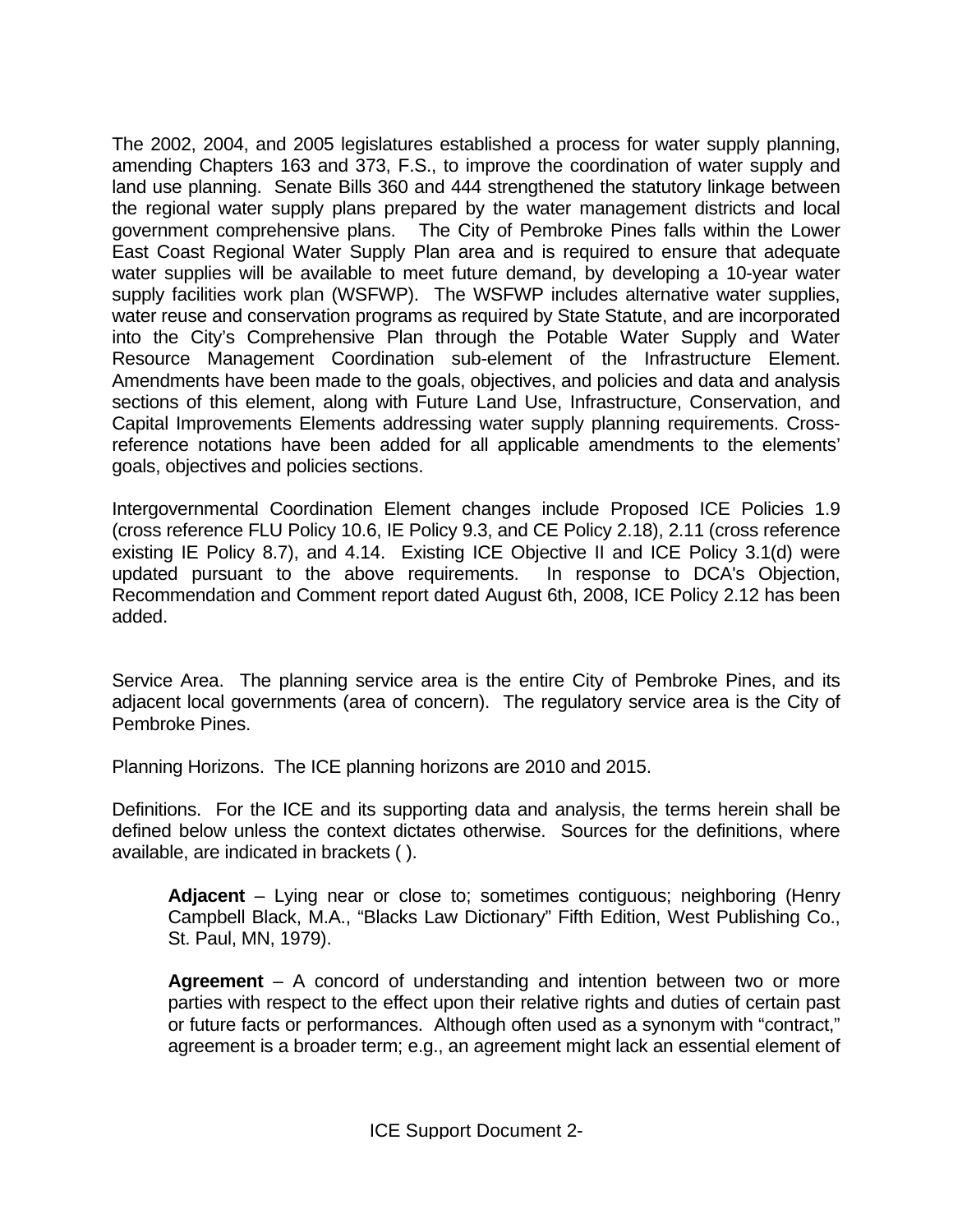The 2002, 2004, and 2005 legislatures established a process for water supply planning, amending Chapters 163 and 373, F.S., to improve the coordination of water supply and land use planning. Senate Bills 360 and 444 strengthened the statutory linkage between the regional water supply plans prepared by the water management districts and local government comprehensive plans. The City of Pembroke Pines falls within the Lower East Coast Regional Water Supply Plan area and is required to ensure that adequate water supplies will be available to meet future demand, by developing a 10-year water supply facilities work plan (WSFWP). The WSFWP includes alternative water supplies, water reuse and conservation programs as required by State Statute, and are incorporated into the City's Comprehensive Plan through the Potable Water Supply and Water Resource Management Coordination sub-element of the Infrastructure Element. Amendments have been made to the goals, objectives, and policies and data and analysis sections of this element, along with Future Land Use, Infrastructure, Conservation, and Capital Improvements Elements addressing water supply planning requirements. Cross-reference notations have been added for all applicable amendments to the elements' goals, objectives and policies sections.

Intergovernmental Coordination Element changes include Proposed ICE Policies 1.9 (cross reference FLU Policy 10.6, IE Policy 9.3, and CE Policy 2.18), 2.11 (cross reference existing IE Policy 8.7), and 4.14. Existing ICE Objective II and ICE Policy 3.1(d) were updated pursuant to the above requirements. In response to DCA's Objection, Recommendation and Comment report dated August 6th, 2008, ICE Policy 2.12 has been added.

Service Area. The planning service area is the entire City of Pembroke Pines, and its adjacent local governments (area of concern). The regulatory service area is the City of Pembroke Pines.

Planning Horizons. The ICE planning horizons are 2010 and 2015.

Definitions. For the ICE and its supporting data and analysis, the terms herein shall be defined below unless the context dictates otherwise. Sources for the definitions, where available, are indicated in brackets ( ).

**Adjacent** – Lying near or close to; sometimes contiguous; neighboring (Henry Campbell Black, M.A., "Blacks Law Dictionary" Fifth Edition, West Publishing Co., St. Paul, MN, 1979).

**Agreement** – A concord of understanding and intention between two or more parties with respect to the effect upon their relative rights and duties of certain past or future facts or performances. Although often used as a synonym with "contract," agreement is a broader term; e.g., an agreement might lack an essential element of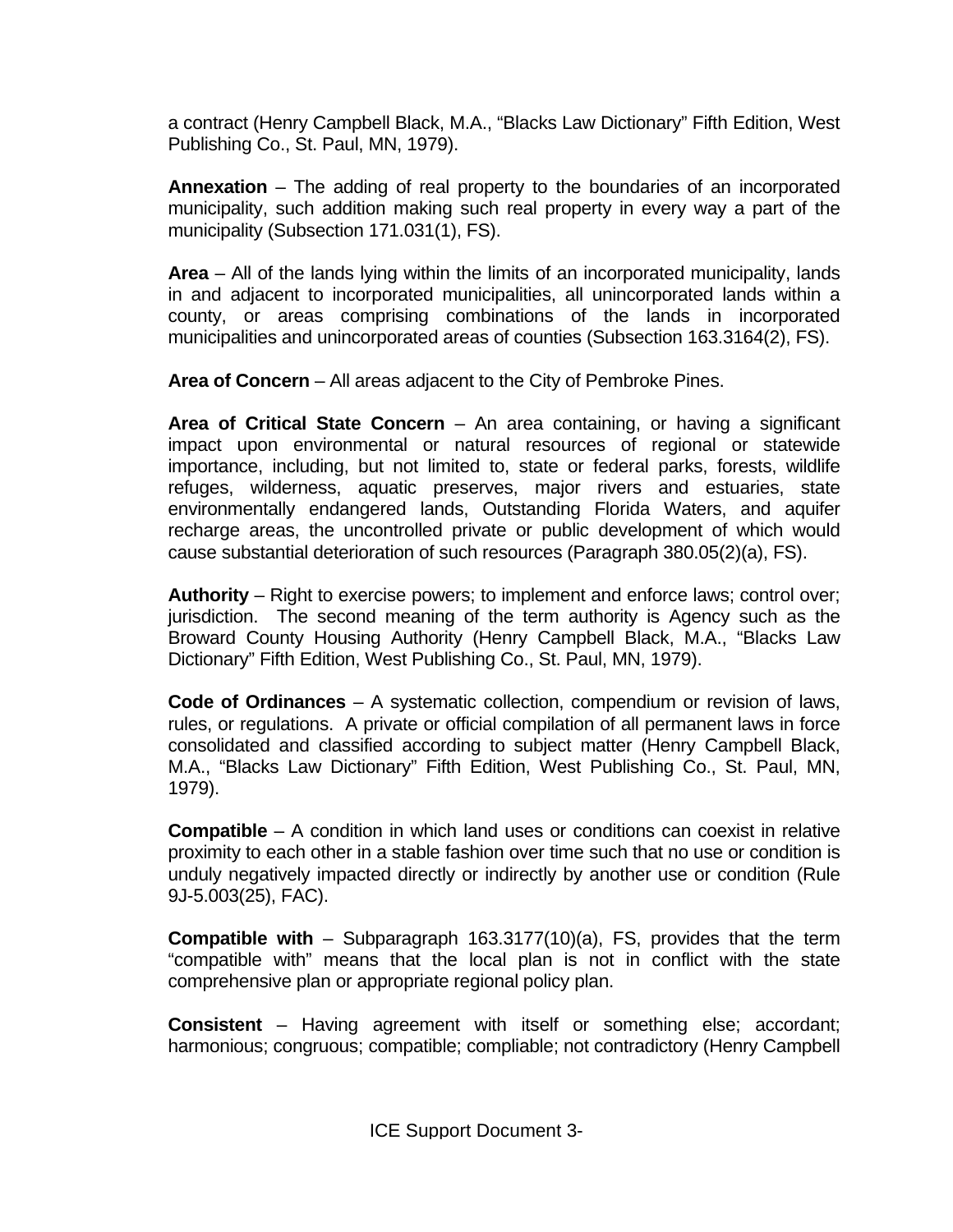a contract (Henry Campbell Black, M.A., "Blacks Law Dictionary" Fifth Edition, West Publishing Co., St. Paul, MN, 1979).

**Annexation** – The adding of real property to the boundaries of an incorporated municipality, such addition making such real property in every way a part of the municipality (Subsection 171.031(1), FS).

**Area** – All of the lands lying within the limits of an incorporated municipality, lands in and adjacent to incorporated municipalities, all unincorporated lands within a county, or areas comprising combinations of the lands in incorporated municipalities and unincorporated areas of counties (Subsection 163.3164(2), FS).

**Area of Concern** – All areas adjacent to the City of Pembroke Pines.

**Area of Critical State Concern** – An area containing, or having a significant impact upon environmental or natural resources of regional or statewide importance, including, but not limited to, state or federal parks, forests, wildlife refuges, wilderness, aquatic preserves, major rivers and estuaries, state environmentally endangered lands, Outstanding Florida Waters, and aquifer recharge areas, the uncontrolled private or public development of which would cause substantial deterioration of such resources (Paragraph 380.05(2)(a), FS).

**Authority** – Right to exercise powers; to implement and enforce laws; control over; jurisdiction. The second meaning of the term authority is Agency such as the Broward County Housing Authority (Henry Campbell Black, M.A., "Blacks Law Dictionary" Fifth Edition, West Publishing Co., St. Paul, MN, 1979).

**Code of Ordinances** – A systematic collection, compendium or revision of laws, rules, or regulations. A private or official compilation of all permanent laws in force consolidated and classified according to subject matter (Henry Campbell Black, M.A., "Blacks Law Dictionary" Fifth Edition, West Publishing Co., St. Paul, MN, 1979).

**Compatible** – A condition in which land uses or conditions can coexist in relative proximity to each other in a stable fashion over time such that no use or condition is unduly negatively impacted directly or indirectly by another use or condition (Rule 9J-5.003(25), FAC).

**Compatible with** – Subparagraph 163.3177(10)(a), FS, provides that the term "compatible with" means that the local plan is not in conflict with the state comprehensive plan or appropriate regional policy plan.

**Consistent** – Having agreement with itself or something else; accordant; harmonious; congruous; compatible; compliable; not contradictory (Henry Campbell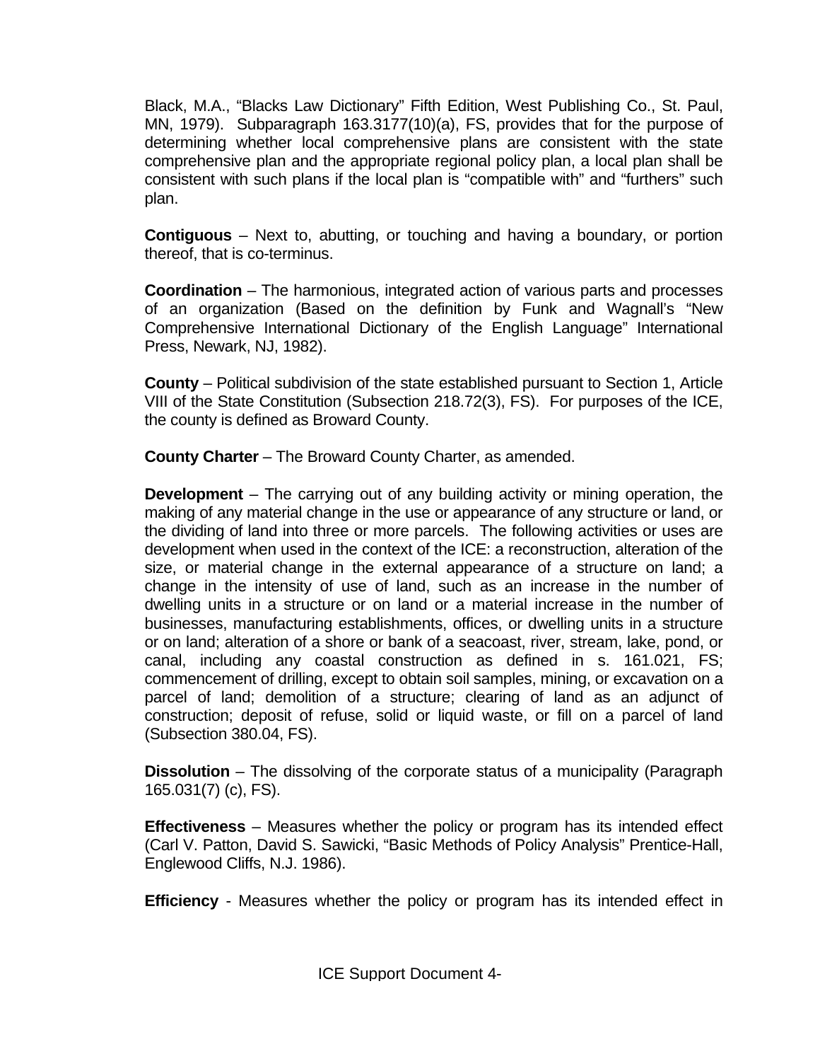Black, M.A., “Blacks Law Dictionary” Fifth Edition, West Publishing Co., St. Paul, MN, 1979). Subparagraph 163.3177(10)(a), FS, provides that for the purpose of determining whether local comprehensive plans are consistent with the state comprehensive plan and the appropriate regional policy plan, a local plan shall be consistent with such plans if the local plan is “compatible with” and “furthers” such plan.

**Contiguous** – Next to, abutting, or touching and having a boundary, or portion thereof, that is co-terminus.

**Coordination** – The harmonious, integrated action of various parts and processes of an organization (Based on the definition by Funk and Wagnall’s “New Comprehensive International Dictionary of the English Language” International Press, Newark, NJ, 1982).

**County** – Political subdivision of the state established pursuant to Section 1, Article VIII of the State Constitution (Subsection 218.72(3), FS). For purposes of the ICE, the county is defined as Broward County.

**County Charter** – The Broward County Charter, as amended.

**Development** – The carrying out of any building activity or mining operation, the making of any material change in the use or appearance of any structure or land, or the dividing of land into three or more parcels. The following activities or uses are development when used in the context of the ICE: a reconstruction, alteration of the size, or material change in the external appearance of a structure on land; a change in the intensity of use of land, such as an increase in the number of dwelling units in a structure or on land or a material increase in the number of businesses, manufacturing establishments, offices, or dwelling units in a structure or on land; alteration of a shore or bank of a seacoast, river, stream, lake, pond, or canal, including any coastal construction as defined in s. 161.021, FS; commencement of drilling, except to obtain soil samples, mining, or excavation on a parcel of land; demolition of a structure; clearing of land as an adjunct of construction; deposit of refuse, solid or liquid waste, or fill on a parcel of land (Subsection 380.04, FS).

**Dissolution** – The dissolving of the corporate status of a municipality (Paragraph 165.031(7) (c), FS).

**Effectiveness** – Measures whether the policy or program has its intended effect (Carl V. Patton, David S. Sawicki, “Basic Methods of Policy Analysis” Prentice-Hall, Englewood Cliffs, N.J. 1986).

**Efficiency** - Measures whether the policy or program has its intended effect in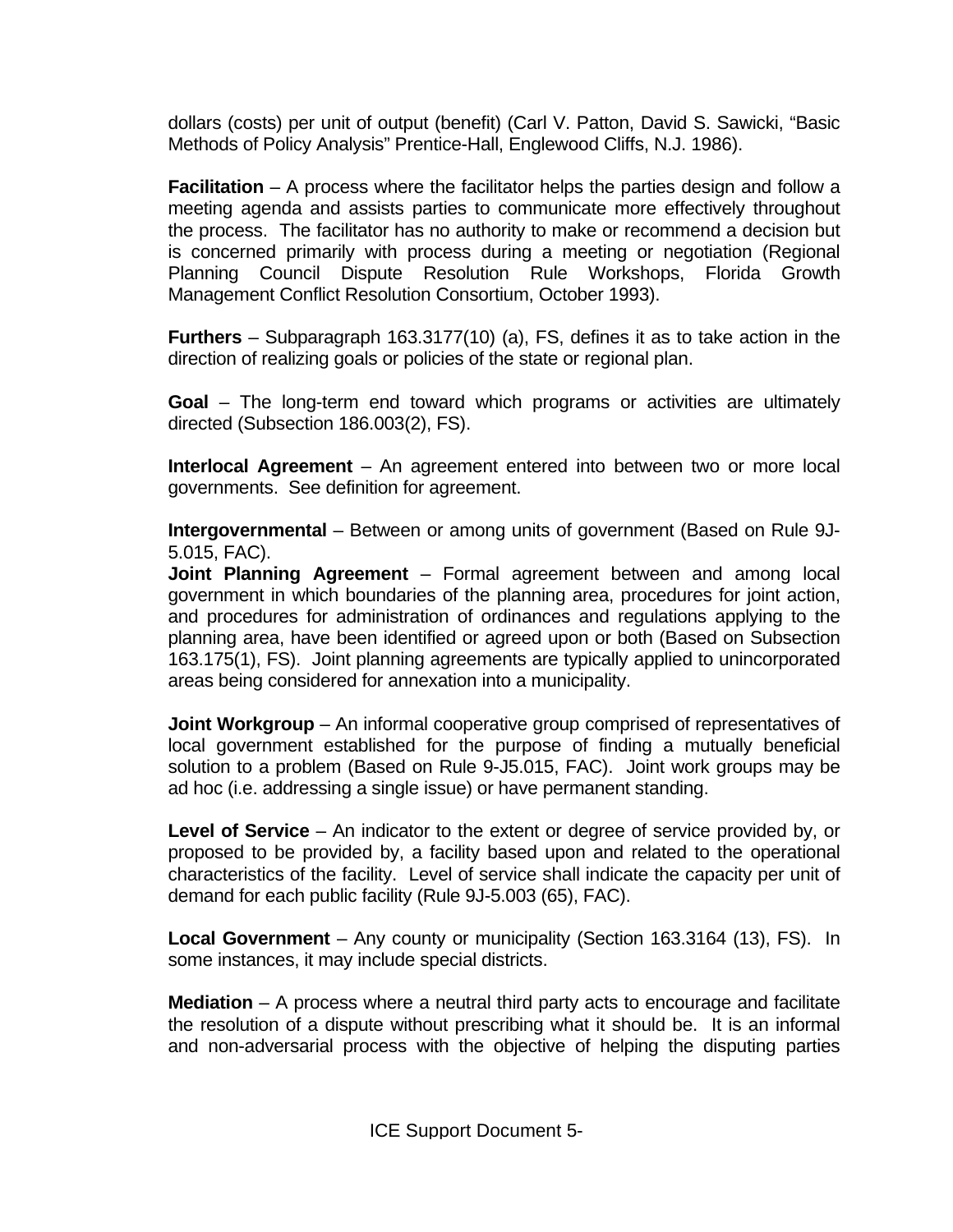dollars (costs) per unit of output (benefit) (Carl V. Patton, David S. Sawicki, "Basic Methods of Policy Analysis" Prentice-Hall, Englewood Cliffs, N.J. 1986).

**Facilitation** – A process where the facilitator helps the parties design and follow a meeting agenda and assists parties to communicate more effectively throughout the process. The facilitator has no authority to make or recommend a decision but is concerned primarily with process during a meeting or negotiation (Regional Planning Council Dispute Resolution Rule Workshops, Florida Growth Management Conflict Resolution Consortium, October 1993).

**Furthers** – Subparagraph 163.3177(10) (a), FS, defines it as to take action in the direction of realizing goals or policies of the state or regional plan.

**Goal** – The long-term end toward which programs or activities are ultimately directed (Subsection 186.003(2), FS).

**Interlocal Agreement** – An agreement entered into between two or more local governments. See definition for agreement.

**Intergovernmental** – Between or among units of government (Based on Rule 9J-5.015, FAC).

**Joint Planning Agreement** – Formal agreement between and among local government in which boundaries of the planning area, procedures for joint action, and procedures for administration of ordinances and regulations applying to the planning area, have been identified or agreed upon or both (Based on Subsection 163.175(1), FS). Joint planning agreements are typically applied to unincorporated areas being considered for annexation into a municipality.

**Joint Workgroup** – An informal cooperative group comprised of representatives of local government established for the purpose of finding a mutually beneficial solution to a problem (Based on Rule 9-J5.015, FAC). Joint work groups may be ad hoc (i.e. addressing a single issue) or have permanent standing.

**Level of Service** – An indicator to the extent or degree of service provided by, or proposed to be provided by, a facility based upon and related to the operational characteristics of the facility. Level of service shall indicate the capacity per unit of demand for each public facility (Rule 9J-5.003 (65), FAC).

**Local Government** – Any county or municipality (Section 163.3164 (13), FS). In some instances, it may include special districts.

**Mediation** – A process where a neutral third party acts to encourage and facilitate the resolution of a dispute without prescribing what it should be. It is an informal and non-adversarial process with the objective of helping the disputing parties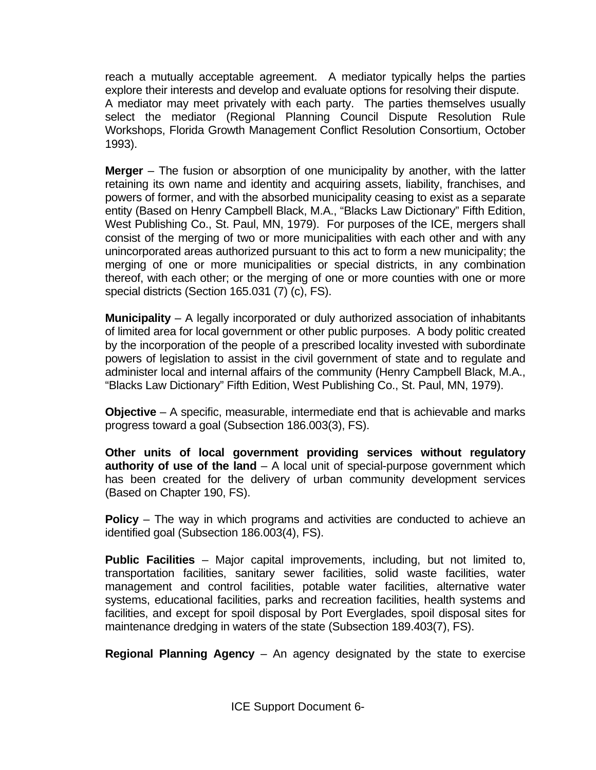reach a mutually acceptable agreement. A mediator typically helps the parties explore their interests and develop and evaluate options for resolving their dispute. A mediator may meet privately with each party. The parties themselves usually select the mediator (Regional Planning Council Dispute Resolution Rule Workshops, Florida Growth Management Conflict Resolution Consortium, October 1993).

**Merger** – The fusion or absorption of one municipality by another, with the latter retaining its own name and identity and acquiring assets, liability, franchises, and powers of former, and with the absorbed municipality ceasing to exist as a separate entity (Based on Henry Campbell Black, M.A., "Blacks Law Dictionary" Fifth Edition, West Publishing Co., St. Paul, MN, 1979). For purposes of the ICE, mergers shall consist of the merging of two or more municipalities with each other and with any unincorporated areas authorized pursuant to this act to form a new municipality; the merging of one or more municipalities or special districts, in any combination thereof, with each other; or the merging of one or more counties with one or more special districts (Section 165.031 (7) (c), FS).

**Municipality** – A legally incorporated or duly authorized association of inhabitants of limited area for local government or other public purposes. A body politic created by the incorporation of the people of a prescribed locality invested with subordinate powers of legislation to assist in the civil government of state and to regulate and administer local and internal affairs of the community (Henry Campbell Black, M.A., "Blacks Law Dictionary" Fifth Edition, West Publishing Co., St. Paul, MN, 1979).

**Objective** – A specific, measurable, intermediate end that is achievable and marks progress toward a goal (Subsection 186.003(3), FS).

**Other units of local government providing services without regulatory authority of use of the land** – A local unit of special-purpose government which has been created for the delivery of urban community development services (Based on Chapter 190, FS).

**Policy** – The way in which programs and activities are conducted to achieve an identified goal (Subsection 186.003(4), FS).

**Public Facilities** – Major capital improvements, including, but not limited to, transportation facilities, sanitary sewer facilities, solid waste facilities, water management and control facilities, potable water facilities, alternative water systems, educational facilities, parks and recreation facilities, health systems and facilities, and except for spoil disposal by Port Everglades, spoil disposal sites for maintenance dredging in waters of the state (Subsection 189.403(7), FS).

**Regional Planning Agency** – An agency designated by the state to exercise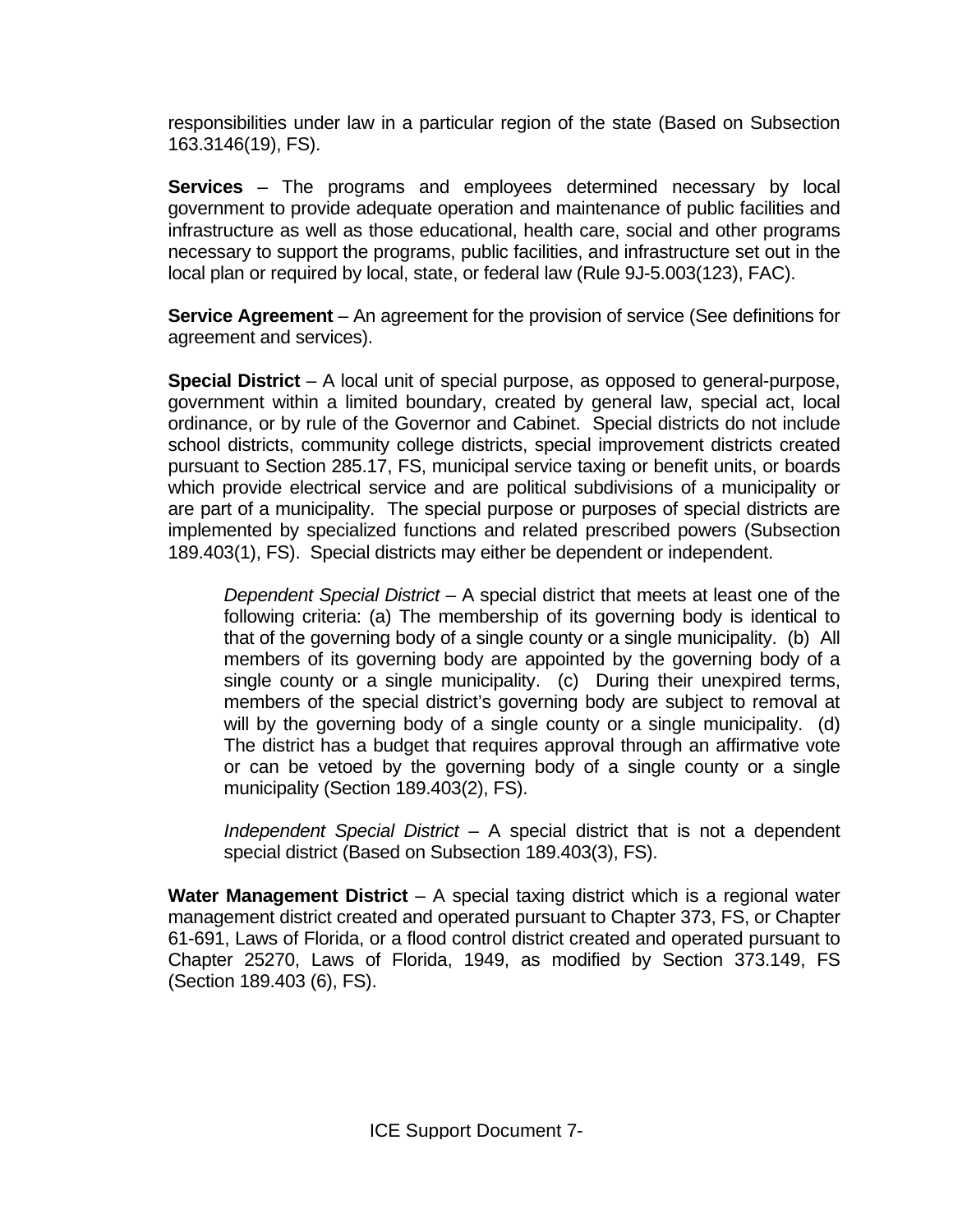responsibilities under law in a particular region of the state (Based on Subsection 163.3146(19), FS).

**Services** – The programs and employees determined necessary by local government to provide adequate operation and maintenance of public facilities and infrastructure as well as those educational, health care, social and other programs necessary to support the programs, public facilities, and infrastructure set out in the local plan or required by local, state, or federal law (Rule 9J-5.003(123), FAC).

**Service Agreement** – An agreement for the provision of service (See definitions for agreement and services).

**Special District** – A local unit of special purpose, as opposed to general-purpose, government within a limited boundary, created by general law, special act, local ordinance, or by rule of the Governor and Cabinet. Special districts do not include school districts, community college districts, special improvement districts created pursuant to Section 285.17, FS, municipal service taxing or benefit units, or boards which provide electrical service and are political subdivisions of a municipality or are part of a municipality. The special purpose or purposes of special districts are implemented by specialized functions and related prescribed powers (Subsection 189.403(1), FS). Special districts may either be dependent or independent.

> *Dependent Special District* – A special district that meets at least one of the following criteria: (a) The membership of its governing body is identical to that of the governing body of a single county or a single municipality. (b) All members of its governing body are appointed by the governing body of a single county or a single municipality. (c) During their unexpired terms, members of the special district's governing body are subject to removal at will by the governing body of a single county or a single municipality. (d) The district has a budget that requires approval through an affirmative vote or can be vetoed by the governing body of a single county or a single municipality (Section 189.403(2), FS).
>
> *Independent Special District* – A special district that is not a dependent special district (Based on Subsection 189.403(3), FS).

**Water Management District** – A special taxing district which is a regional water management district created and operated pursuant to Chapter 373, FS, or Chapter 61-691, Laws of Florida, or a flood control district created and operated pursuant to Chapter 25270, Laws of Florida, 1949, as modified by Section 373.149, FS (Section 189.403 (6), FS).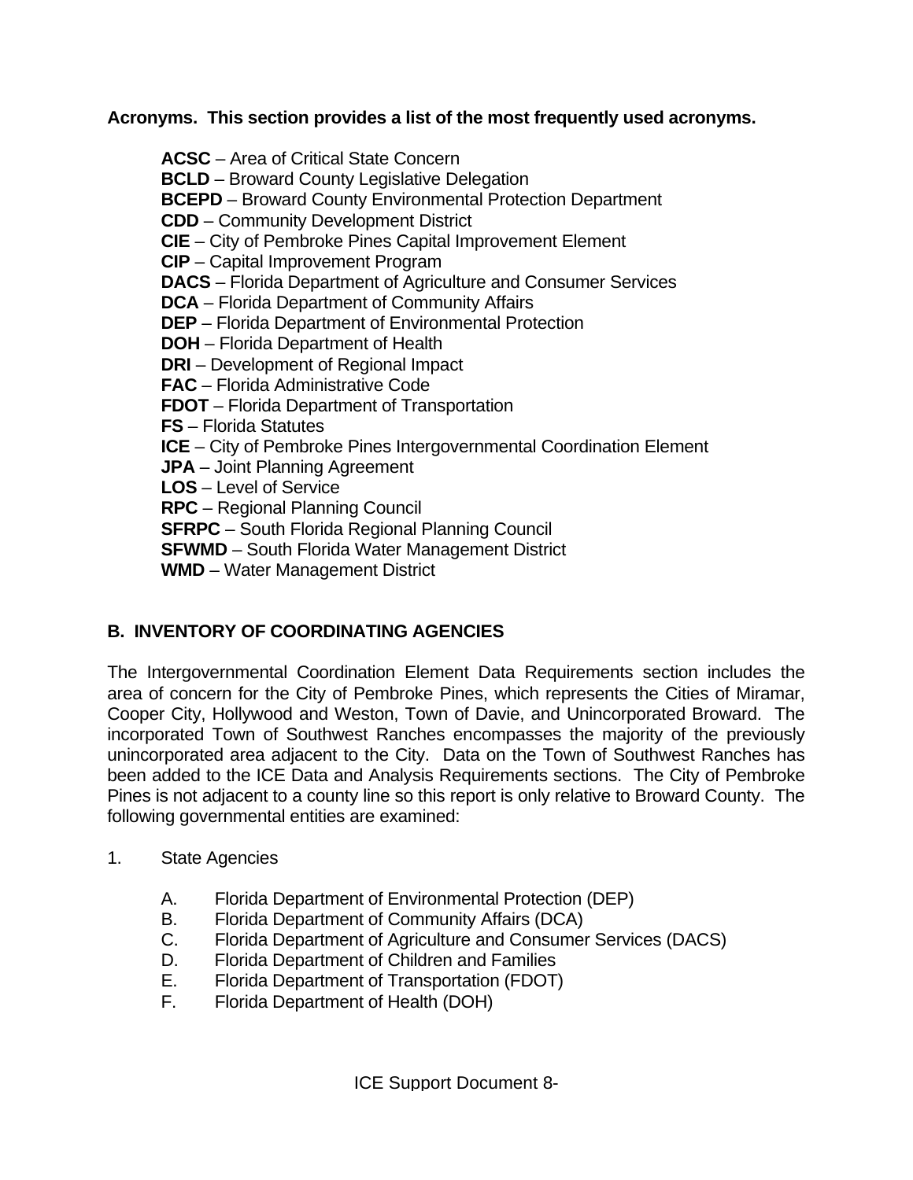**Acronyms. This section provides a list of the most frequently used acronyms.**

**ACSC** – Area of Critical State Concern
**BCLD** – Broward County Legislative Delegation
**BCEPD** – Broward County Environmental Protection Department
**CDD** – Community Development District
**CIE** – City of Pembroke Pines Capital Improvement Element
**CIP** – Capital Improvement Program
**DACS** – Florida Department of Agriculture and Consumer Services
**DCA** – Florida Department of Community Affairs
**DEP** – Florida Department of Environmental Protection
**DOH** – Florida Department of Health
**DRI** – Development of Regional Impact
**FAC** – Florida Administrative Code
**FDOT** – Florida Department of Transportation
**FS** – Florida Statutes
**ICE** – City of Pembroke Pines Intergovernmental Coordination Element
**JPA** – Joint Planning Agreement
**LOS** – Level of Service
**RPC** – Regional Planning Council
**SFRPC** – South Florida Regional Planning Council
**SFWMD** – South Florida Water Management District
**WMD** – Water Management District

## B. INVENTORY OF COORDINATING AGENCIES

The Intergovernmental Coordination Element Data Requirements section includes the area of concern for the City of Pembroke Pines, which represents the Cities of Miramar, Cooper City, Hollywood and Weston, Town of Davie, and Unincorporated Broward. The incorporated Town of Southwest Ranches encompasses the majority of the previously unincorporated area adjacent to the City. Data on the Town of Southwest Ranches has been added to the ICE Data and Analysis Requirements sections. The City of Pembroke Pines is not adjacent to a county line so this report is only relative to Broward County. The following governmental entities are examined:

1. State Agencies

   A. Florida Department of Environmental Protection (DEP)
   B. Florida Department of Community Affairs (DCA)
   C. Florida Department of Agriculture and Consumer Services (DACS)
   D. Florida Department of Children and Families
   E. Florida Department of Transportation (FDOT)
   F. Florida Department of Health (DOH)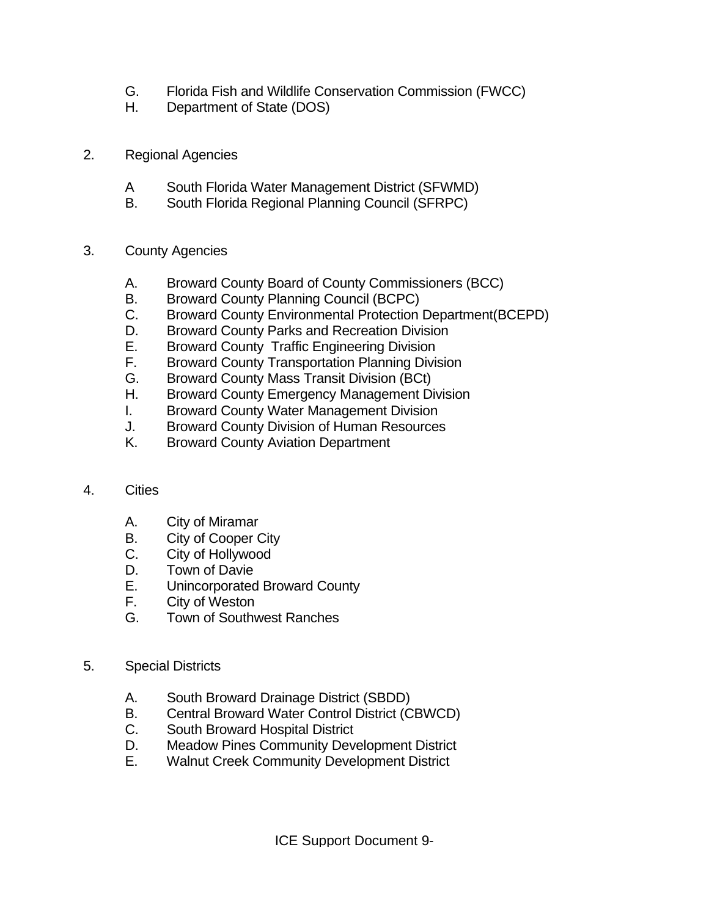G. Florida Fish and Wildlife Conservation Commission (FWCC)
H. Department of State (DOS)

2. Regional Agencies

   A South Florida Water Management District (SFWMD)
   B. South Florida Regional Planning Council (SFRPC)

3. County Agencies

   A. Broward County Board of County Commissioners (BCC)
   B. Broward County Planning Council (BCPC)
   C. Broward County Environmental Protection Department(BCEPD)
   D. Broward County Parks and Recreation Division
   E. Broward County  Traffic Engineering Division
   F. Broward County Transportation Planning Division
   G. Broward County Mass Transit Division (BCt)
   H. Broward County Emergency Management Division
   I. Broward County Water Management Division
   J. Broward County Division of Human Resources
   K. Broward County Aviation Department

4. Cities

   A. City of Miramar
   B. City of Cooper City
   C. City of Hollywood
   D. Town of Davie
   E. Unincorporated Broward County
   F. City of Weston
   G. Town of Southwest Ranches

5. Special Districts

   A. South Broward Drainage District (SBDD)
   B. Central Broward Water Control District (CBWCD)
   C. South Broward Hospital District
   D. Meadow Pines Community Development District
   E. Walnut Creek Community Development District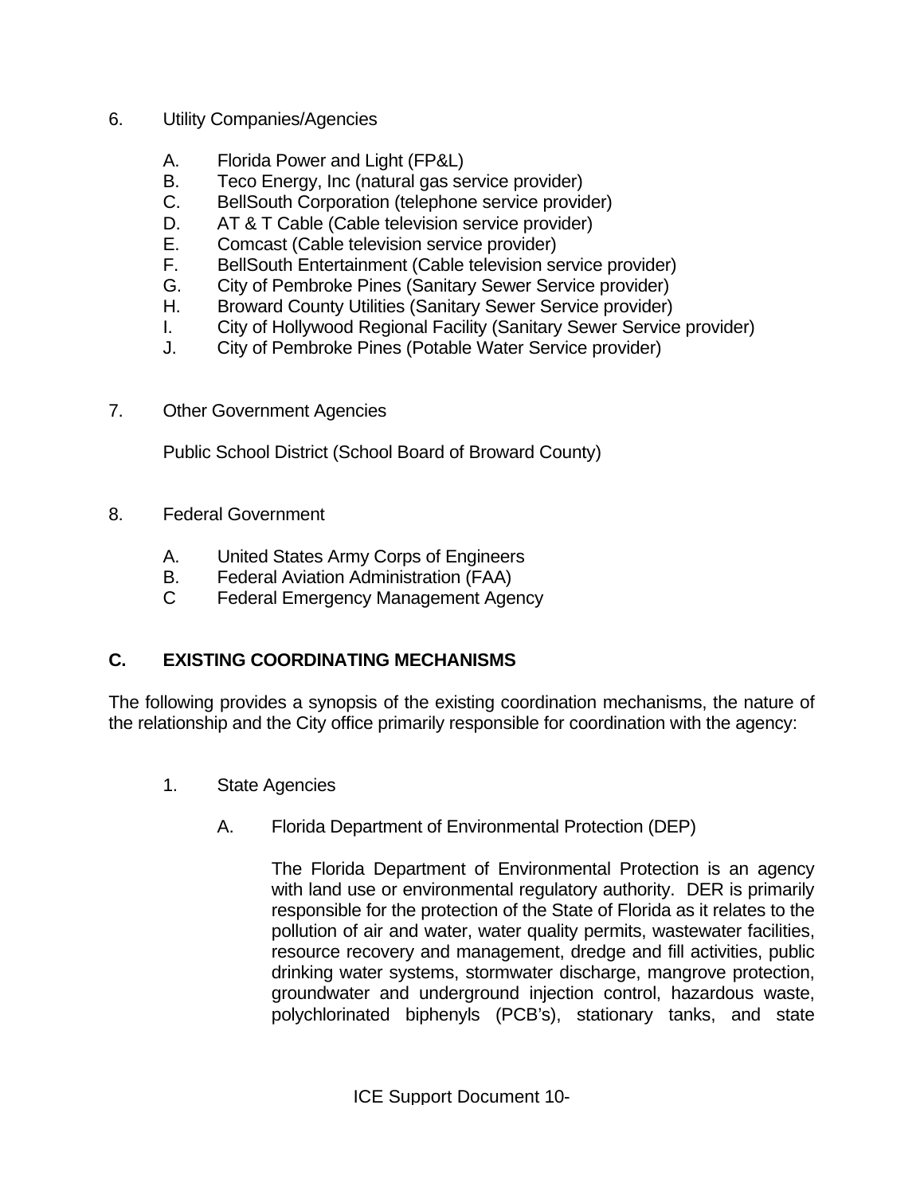6. Utility Companies/Agencies

   A. Florida Power and Light (FP&L)
   B. Teco Energy, Inc (natural gas service provider)
   C. BellSouth Corporation (telephone service provider)
   D. AT & T Cable (Cable television service provider)
   E. Comcast (Cable television service provider)
   F. BellSouth Entertainment (Cable television service provider)
   G. City of Pembroke Pines (Sanitary Sewer Service provider)
   H. Broward County Utilities (Sanitary Sewer Service provider)
   I. City of Hollywood Regional Facility (Sanitary Sewer Service provider)
   J. City of Pembroke Pines (Potable Water Service provider)

7. Other Government Agencies

   Public School District (School Board of Broward County)

8. Federal Government

   A. United States Army Corps of Engineers
   B. Federal Aviation Administration (FAA)
   C Federal Emergency Management Agency

## C. EXISTING COORDINATING MECHANISMS

The following provides a synopsis of the existing coordination mechanisms, the nature of the relationship and the City office primarily responsible for coordination with the agency:

1. State Agencies

   A. Florida Department of Environmental Protection (DEP)

      The Florida Department of Environmental Protection is an agency with land use or environmental regulatory authority. DER is primarily responsible for the protection of the State of Florida as it relates to the pollution of air and water, water quality permits, wastewater facilities, resource recovery and management, dredge and fill activities, public drinking water systems, stormwater discharge, mangrove protection, groundwater and underground injection control, hazardous waste, polychlorinated biphenyls (PCB's), stationary tanks, and state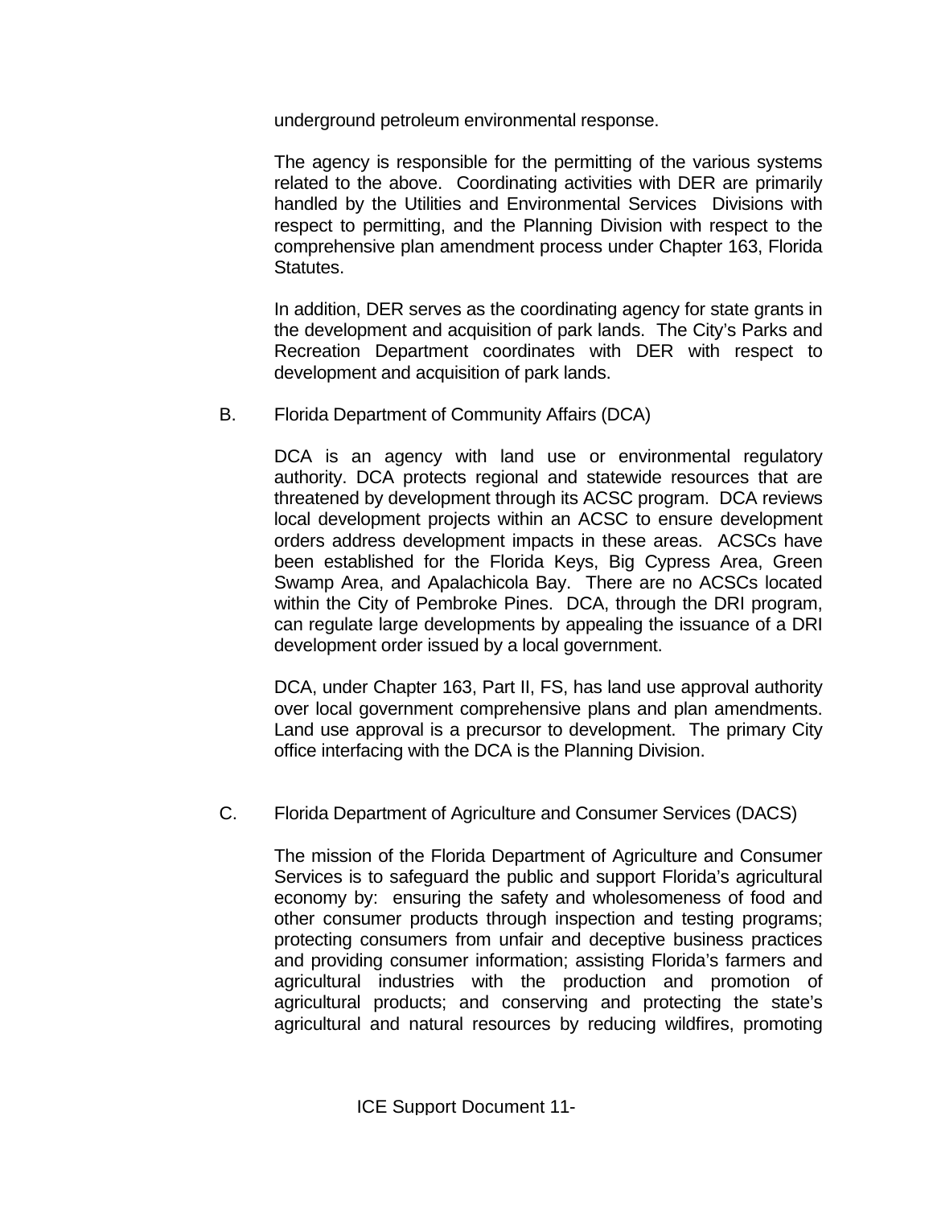underground petroleum environmental response.

The agency is responsible for the permitting of the various systems related to the above. Coordinating activities with DER are primarily handled by the Utilities and Environmental Services Divisions with respect to permitting, and the Planning Division with respect to the comprehensive plan amendment process under Chapter 163, Florida Statutes.

In addition, DER serves as the coordinating agency for state grants in the development and acquisition of park lands. The City's Parks and Recreation Department coordinates with DER with respect to development and acquisition of park lands.

B. Florida Department of Community Affairs (DCA)

DCA is an agency with land use or environmental regulatory authority. DCA protects regional and statewide resources that are threatened by development through its ACSC program. DCA reviews local development projects within an ACSC to ensure development orders address development impacts in these areas. ACSCs have been established for the Florida Keys, Big Cypress Area, Green Swamp Area, and Apalachicola Bay. There are no ACSCs located within the City of Pembroke Pines. DCA, through the DRI program, can regulate large developments by appealing the issuance of a DRI development order issued by a local government.

DCA, under Chapter 163, Part II, FS, has land use approval authority over local government comprehensive plans and plan amendments. Land use approval is a precursor to development. The primary City office interfacing with the DCA is the Planning Division.

C. Florida Department of Agriculture and Consumer Services (DACS)

The mission of the Florida Department of Agriculture and Consumer Services is to safeguard the public and support Florida's agricultural economy by: ensuring the safety and wholesomeness of food and other consumer products through inspection and testing programs; protecting consumers from unfair and deceptive business practices and providing consumer information; assisting Florida's farmers and agricultural industries with the production and promotion of agricultural products; and conserving and protecting the state's agricultural and natural resources by reducing wildfires, promoting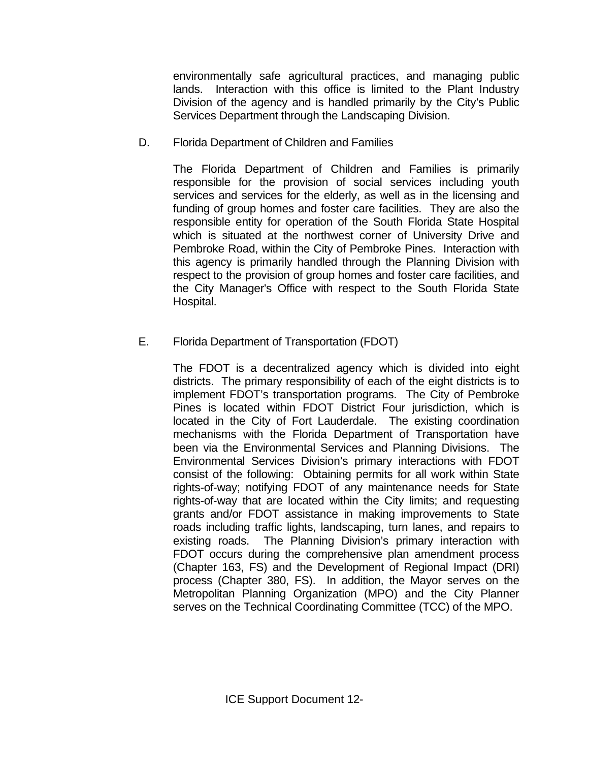environmentally safe agricultural practices, and managing public lands. Interaction with this office is limited to the Plant Industry Division of the agency and is handled primarily by the City's Public Services Department through the Landscaping Division.

D. Florida Department of Children and Families

The Florida Department of Children and Families is primarily responsible for the provision of social services including youth services and services for the elderly, as well as in the licensing and funding of group homes and foster care facilities. They are also the responsible entity for operation of the South Florida State Hospital which is situated at the northwest corner of University Drive and Pembroke Road, within the City of Pembroke Pines. Interaction with this agency is primarily handled through the Planning Division with respect to the provision of group homes and foster care facilities, and the City Manager's Office with respect to the South Florida State Hospital.

E. Florida Department of Transportation (FDOT)

The FDOT is a decentralized agency which is divided into eight districts. The primary responsibility of each of the eight districts is to implement FDOT's transportation programs. The City of Pembroke Pines is located within FDOT District Four jurisdiction, which is located in the City of Fort Lauderdale. The existing coordination mechanisms with the Florida Department of Transportation have been via the Environmental Services and Planning Divisions. The Environmental Services Division's primary interactions with FDOT consist of the following: Obtaining permits for all work within State rights-of-way; notifying FDOT of any maintenance needs for State rights-of-way that are located within the City limits; and requesting grants and/or FDOT assistance in making improvements to State roads including traffic lights, landscaping, turn lanes, and repairs to existing roads. The Planning Division's primary interaction with FDOT occurs during the comprehensive plan amendment process (Chapter 163, FS) and the Development of Regional Impact (DRI) process (Chapter 380, FS). In addition, the Mayor serves on the Metropolitan Planning Organization (MPO) and the City Planner serves on the Technical Coordinating Committee (TCC) of the MPO.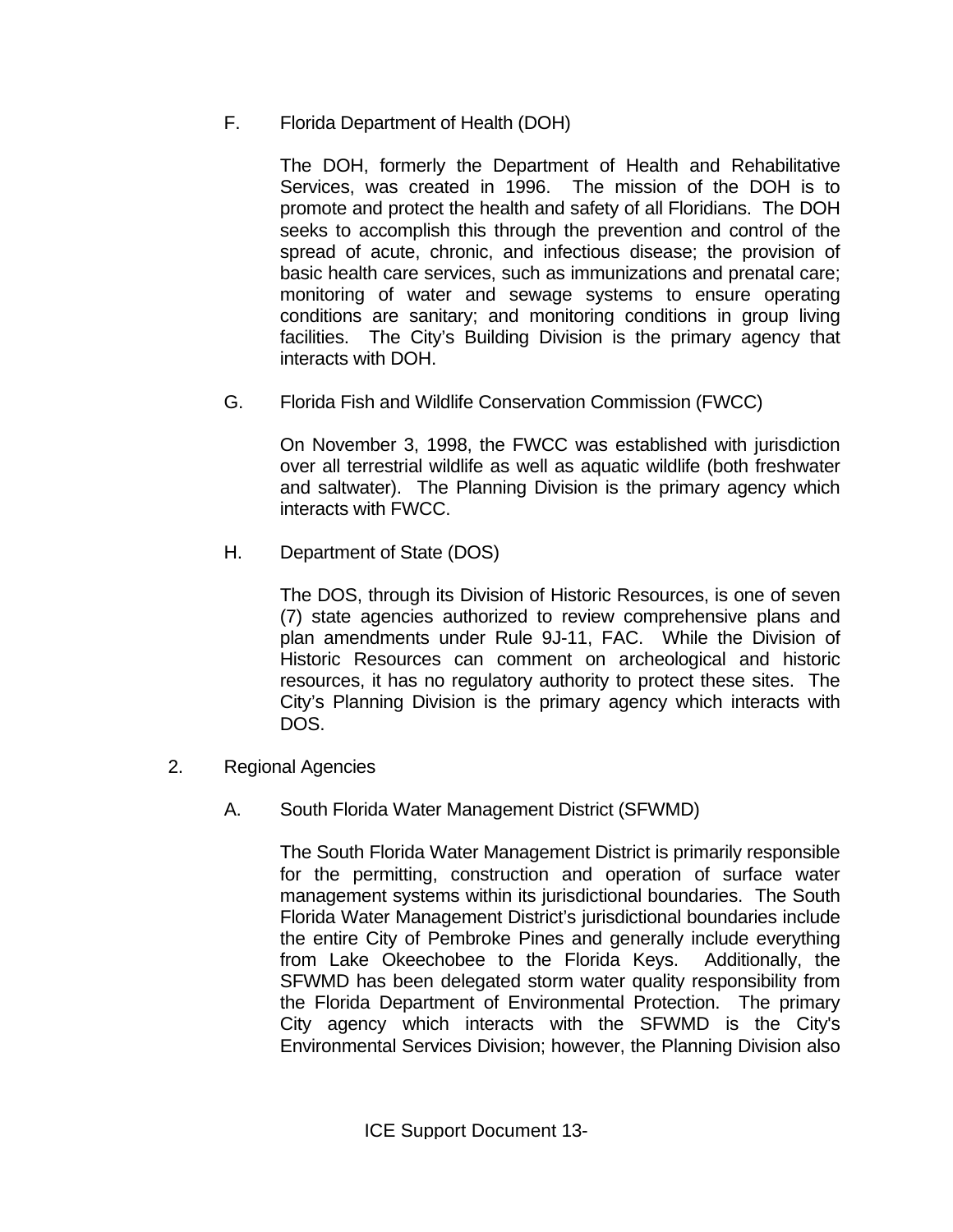F. Florida Department of Health (DOH)

The DOH, formerly the Department of Health and Rehabilitative Services, was created in 1996. The mission of the DOH is to promote and protect the health and safety of all Floridians. The DOH seeks to accomplish this through the prevention and control of the spread of acute, chronic, and infectious disease; the provision of basic health care services, such as immunizations and prenatal care; monitoring of water and sewage systems to ensure operating conditions are sanitary; and monitoring conditions in group living facilities. The City's Building Division is the primary agency that interacts with DOH.

G. Florida Fish and Wildlife Conservation Commission (FWCC)

On November 3, 1998, the FWCC was established with jurisdiction over all terrestrial wildlife as well as aquatic wildlife (both freshwater and saltwater). The Planning Division is the primary agency which interacts with FWCC.

H. Department of State (DOS)

The DOS, through its Division of Historic Resources, is one of seven (7) state agencies authorized to review comprehensive plans and plan amendments under Rule 9J-11, FAC. While the Division of Historic Resources can comment on archeological and historic resources, it has no regulatory authority to protect these sites. The City's Planning Division is the primary agency which interacts with DOS.

2. Regional Agencies

A. South Florida Water Management District (SFWMD)

The South Florida Water Management District is primarily responsible for the permitting, construction and operation of surface water management systems within its jurisdictional boundaries. The South Florida Water Management District's jurisdictional boundaries include the entire City of Pembroke Pines and generally include everything from Lake Okeechobee to the Florida Keys. Additionally, the SFWMD has been delegated storm water quality responsibility from the Florida Department of Environmental Protection. The primary City agency which interacts with the SFWMD is the City's Environmental Services Division; however, the Planning Division also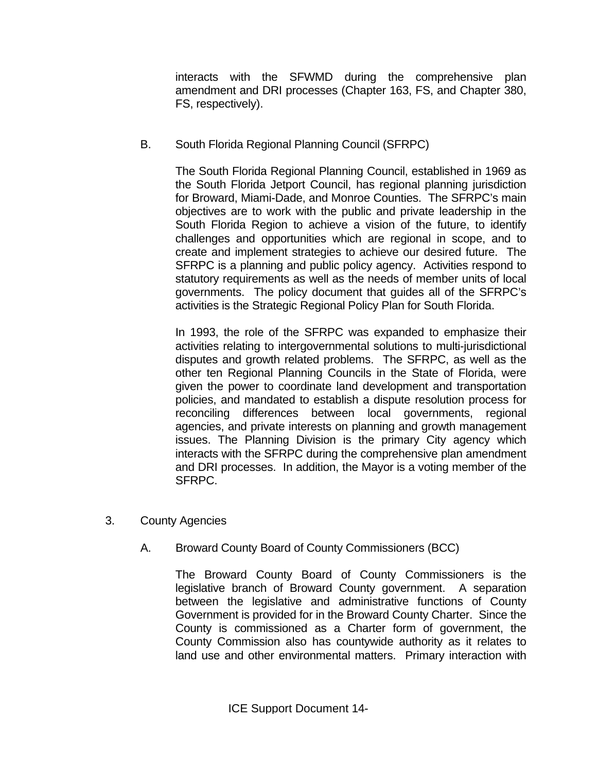interacts with the SFWMD during the comprehensive plan amendment and DRI processes (Chapter 163, FS, and Chapter 380, FS, respectively).

B. South Florida Regional Planning Council (SFRPC)

The South Florida Regional Planning Council, established in 1969 as the South Florida Jetport Council, has regional planning jurisdiction for Broward, Miami-Dade, and Monroe Counties. The SFRPC's main objectives are to work with the public and private leadership in the South Florida Region to achieve a vision of the future, to identify challenges and opportunities which are regional in scope, and to create and implement strategies to achieve our desired future. The SFRPC is a planning and public policy agency. Activities respond to statutory requirements as well as the needs of member units of local governments. The policy document that guides all of the SFRPC's activities is the Strategic Regional Policy Plan for South Florida.

In 1993, the role of the SFRPC was expanded to emphasize their activities relating to intergovernmental solutions to multi-jurisdictional disputes and growth related problems. The SFRPC, as well as the other ten Regional Planning Councils in the State of Florida, were given the power to coordinate land development and transportation policies, and mandated to establish a dispute resolution process for reconciling differences between local governments, regional agencies, and private interests on planning and growth management issues. The Planning Division is the primary City agency which interacts with the SFRPC during the comprehensive plan amendment and DRI processes. In addition, the Mayor is a voting member of the SFRPC.

3. County Agencies

A. Broward County Board of County Commissioners (BCC)

The Broward County Board of County Commissioners is the legislative branch of Broward County government. A separation between the legislative and administrative functions of County Government is provided for in the Broward County Charter. Since the County is commissioned as a Charter form of government, the County Commission also has countywide authority as it relates to land use and other environmental matters. Primary interaction with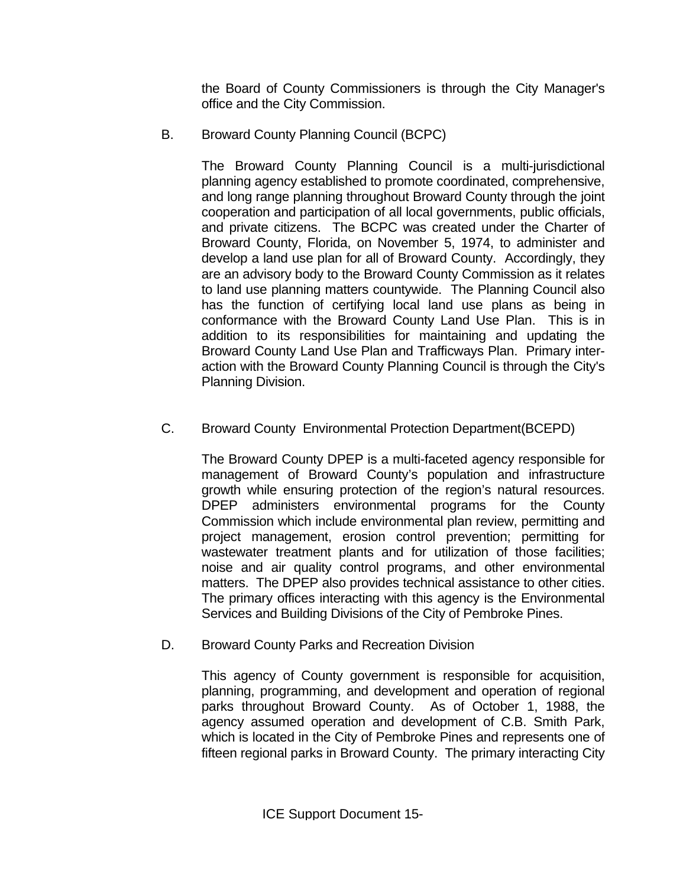the Board of County Commissioners is through the City Manager's office and the City Commission.

B. Broward County Planning Council (BCPC)

The Broward County Planning Council is a multi-jurisdictional planning agency established to promote coordinated, comprehensive, and long range planning throughout Broward County through the joint cooperation and participation of all local governments, public officials, and private citizens. The BCPC was created under the Charter of Broward County, Florida, on November 5, 1974, to administer and develop a land use plan for all of Broward County. Accordingly, they are an advisory body to the Broward County Commission as it relates to land use planning matters countywide. The Planning Council also has the function of certifying local land use plans as being in conformance with the Broward County Land Use Plan. This is in addition to its responsibilities for maintaining and updating the Broward County Land Use Plan and Trafficways Plan. Primary interaction with the Broward County Planning Council is through the City's Planning Division.

C. Broward County Environmental Protection Department(BCEPD)

The Broward County DPEP is a multi-faceted agency responsible for management of Broward County's population and infrastructure growth while ensuring protection of the region's natural resources. DPEP administers environmental programs for the County Commission which include environmental plan review, permitting and project management, erosion control prevention; permitting for wastewater treatment plants and for utilization of those facilities; noise and air quality control programs, and other environmental matters. The DPEP also provides technical assistance to other cities. The primary offices interacting with this agency is the Environmental Services and Building Divisions of the City of Pembroke Pines.

D. Broward County Parks and Recreation Division

This agency of County government is responsible for acquisition, planning, programming, and development and operation of regional parks throughout Broward County. As of October 1, 1988, the agency assumed operation and development of C.B. Smith Park, which is located in the City of Pembroke Pines and represents one of fifteen regional parks in Broward County. The primary interacting City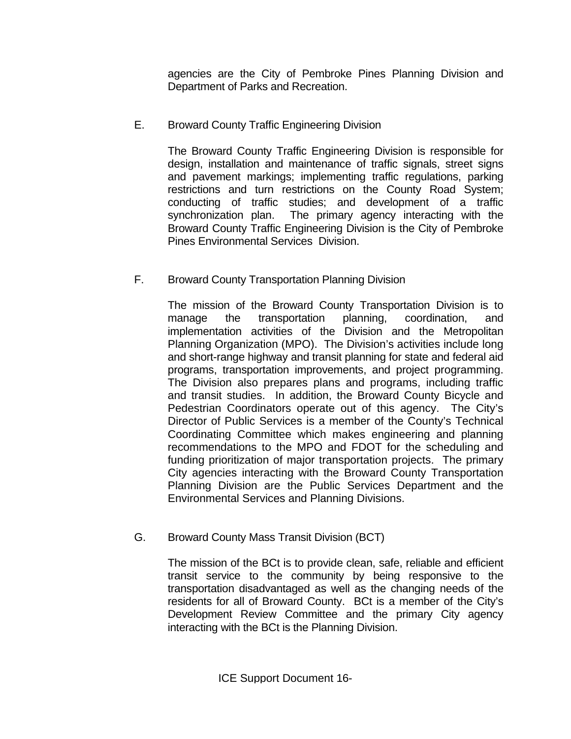agencies are the City of Pembroke Pines Planning Division and Department of Parks and Recreation.

E. Broward County Traffic Engineering Division

The Broward County Traffic Engineering Division is responsible for design, installation and maintenance of traffic signals, street signs and pavement markings; implementing traffic regulations, parking restrictions and turn restrictions on the County Road System; conducting of traffic studies; and development of a traffic synchronization plan. The primary agency interacting with the Broward County Traffic Engineering Division is the City of Pembroke Pines Environmental Services Division.

F. Broward County Transportation Planning Division

The mission of the Broward County Transportation Division is to manage the transportation planning, coordination, and implementation activities of the Division and the Metropolitan Planning Organization (MPO). The Division's activities include long and short-range highway and transit planning for state and federal aid programs, transportation improvements, and project programming. The Division also prepares plans and programs, including traffic and transit studies. In addition, the Broward County Bicycle and Pedestrian Coordinators operate out of this agency. The City's Director of Public Services is a member of the County's Technical Coordinating Committee which makes engineering and planning recommendations to the MPO and FDOT for the scheduling and funding prioritization of major transportation projects. The primary City agencies interacting with the Broward County Transportation Planning Division are the Public Services Department and the Environmental Services and Planning Divisions.

G. Broward County Mass Transit Division (BCT)

The mission of the BCt is to provide clean, safe, reliable and efficient transit service to the community by being responsive to the transportation disadvantaged as well as the changing needs of the residents for all of Broward County. BCt is a member of the City's Development Review Committee and the primary City agency interacting with the BCt is the Planning Division.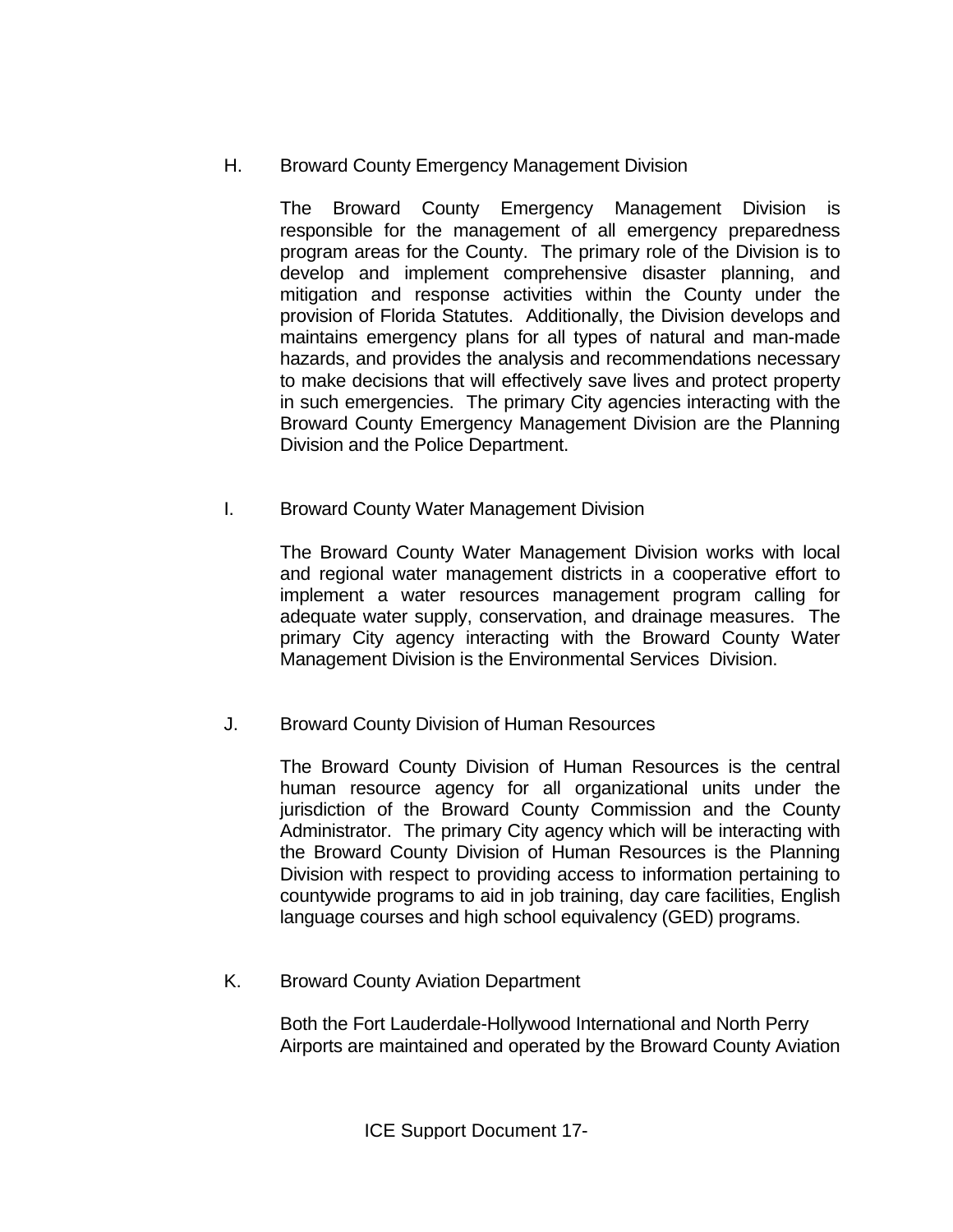H. Broward County Emergency Management Division

The Broward County Emergency Management Division is responsible for the management of all emergency preparedness program areas for the County. The primary role of the Division is to develop and implement comprehensive disaster planning, and mitigation and response activities within the County under the provision of Florida Statutes. Additionally, the Division develops and maintains emergency plans for all types of natural and man-made hazards, and provides the analysis and recommendations necessary to make decisions that will effectively save lives and protect property in such emergencies. The primary City agencies interacting with the Broward County Emergency Management Division are the Planning Division and the Police Department.

I. Broward County Water Management Division

The Broward County Water Management Division works with local and regional water management districts in a cooperative effort to implement a water resources management program calling for adequate water supply, conservation, and drainage measures. The primary City agency interacting with the Broward County Water Management Division is the Environmental Services Division.

J. Broward County Division of Human Resources

The Broward County Division of Human Resources is the central human resource agency for all organizational units under the jurisdiction of the Broward County Commission and the County Administrator. The primary City agency which will be interacting with the Broward County Division of Human Resources is the Planning Division with respect to providing access to information pertaining to countywide programs to aid in job training, day care facilities, English language courses and high school equivalency (GED) programs.

K. Broward County Aviation Department

Both the Fort Lauderdale-Hollywood International and North Perry Airports are maintained and operated by the Broward County Aviation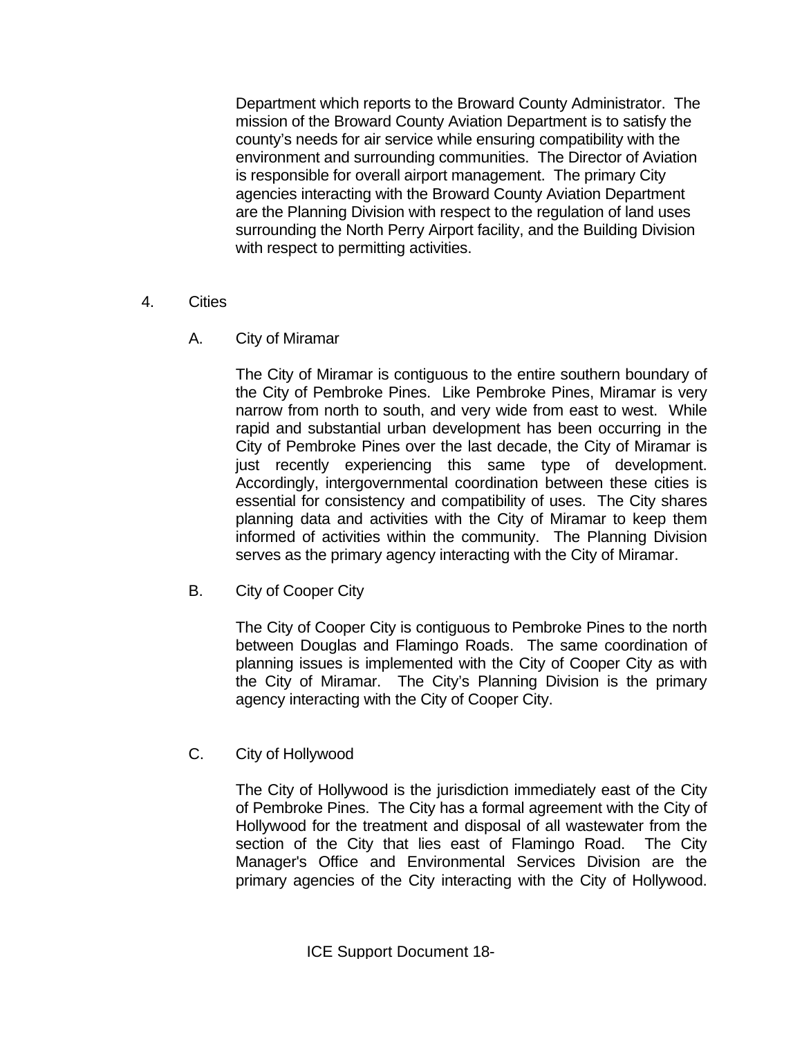Department which reports to the Broward County Administrator. The mission of the Broward County Aviation Department is to satisfy the county's needs for air service while ensuring compatibility with the environment and surrounding communities. The Director of Aviation is responsible for overall airport management. The primary City agencies interacting with the Broward County Aviation Department are the Planning Division with respect to the regulation of land uses surrounding the North Perry Airport facility, and the Building Division with respect to permitting activities.

4. Cities

A. City of Miramar

The City of Miramar is contiguous to the entire southern boundary of the City of Pembroke Pines. Like Pembroke Pines, Miramar is very narrow from north to south, and very wide from east to west. While rapid and substantial urban development has been occurring in the City of Pembroke Pines over the last decade, the City of Miramar is just recently experiencing this same type of development. Accordingly, intergovernmental coordination between these cities is essential for consistency and compatibility of uses. The City shares planning data and activities with the City of Miramar to keep them informed of activities within the community. The Planning Division serves as the primary agency interacting with the City of Miramar.

B. City of Cooper City

The City of Cooper City is contiguous to Pembroke Pines to the north between Douglas and Flamingo Roads. The same coordination of planning issues is implemented with the City of Cooper City as with the City of Miramar. The City's Planning Division is the primary agency interacting with the City of Cooper City.

C. City of Hollywood

The City of Hollywood is the jurisdiction immediately east of the City of Pembroke Pines. The City has a formal agreement with the City of Hollywood for the treatment and disposal of all wastewater from the section of the City that lies east of Flamingo Road. The City Manager's Office and Environmental Services Division are the primary agencies of the City interacting with the City of Hollywood.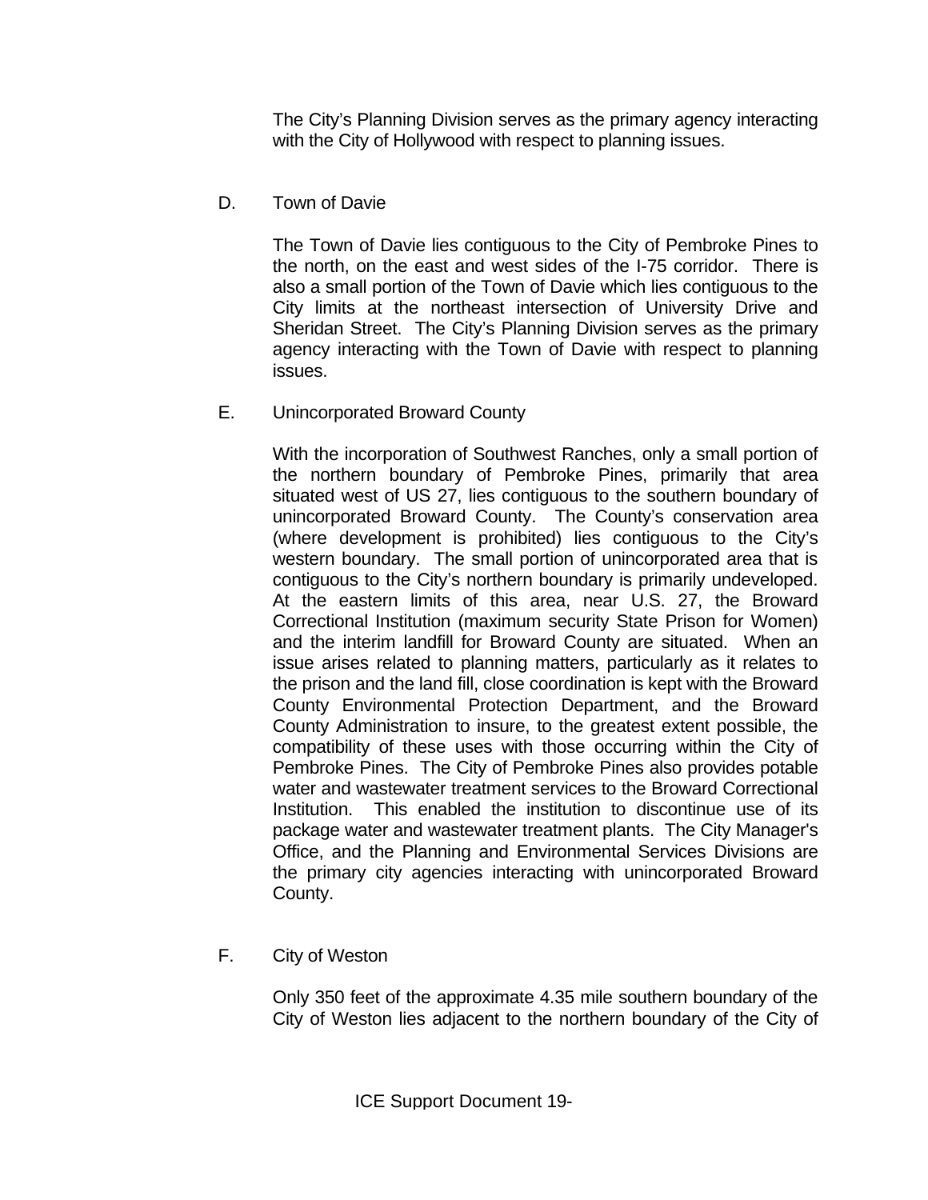The City's Planning Division serves as the primary agency interacting with the City of Hollywood with respect to planning issues.

D. Town of Davie

The Town of Davie lies contiguous to the City of Pembroke Pines to the north, on the east and west sides of the I-75 corridor. There is also a small portion of the Town of Davie which lies contiguous to the City limits at the northeast intersection of University Drive and Sheridan Street. The City's Planning Division serves as the primary agency interacting with the Town of Davie with respect to planning issues.

E. Unincorporated Broward County

With the incorporation of Southwest Ranches, only a small portion of the northern boundary of Pembroke Pines, primarily that area situated west of US 27, lies contiguous to the southern boundary of unincorporated Broward County. The County's conservation area (where development is prohibited) lies contiguous to the City's western boundary. The small portion of unincorporated area that is contiguous to the City's northern boundary is primarily undeveloped. At the eastern limits of this area, near U.S. 27, the Broward Correctional Institution (maximum security State Prison for Women) and the interim landfill for Broward County are situated. When an issue arises related to planning matters, particularly as it relates to the prison and the land fill, close coordination is kept with the Broward County Environmental Protection Department, and the Broward County Administration to insure, to the greatest extent possible, the compatibility of these uses with those occurring within the City of Pembroke Pines. The City of Pembroke Pines also provides potable water and wastewater treatment services to the Broward Correctional Institution. This enabled the institution to discontinue use of its package water and wastewater treatment plants. The City Manager's Office, and the Planning and Environmental Services Divisions are the primary city agencies interacting with unincorporated Broward County.

F. City of Weston

Only 350 feet of the approximate 4.35 mile southern boundary of the City of Weston lies adjacent to the northern boundary of the City of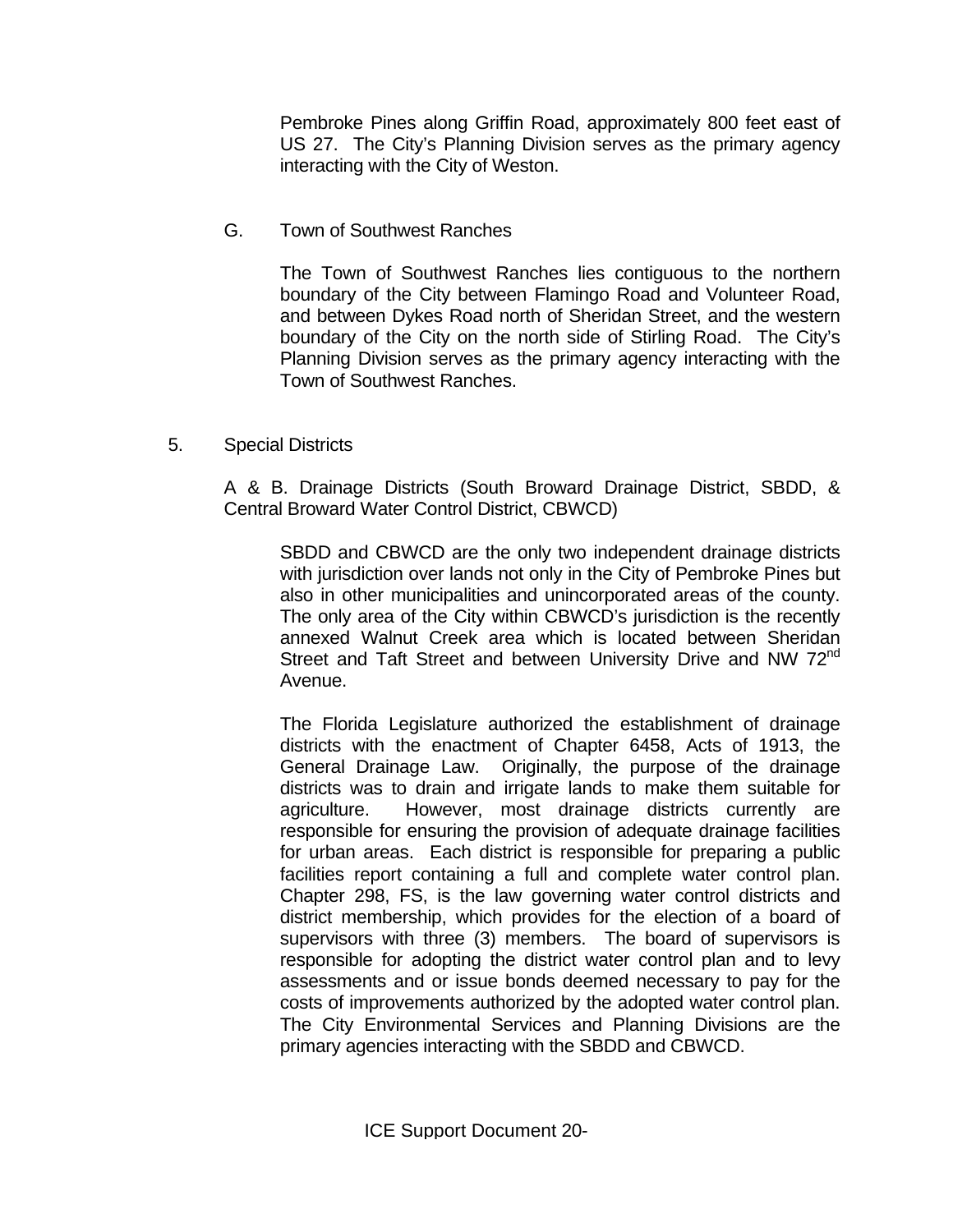Pembroke Pines along Griffin Road, approximately 800 feet east of US 27. The City's Planning Division serves as the primary agency interacting with the City of Weston.

G. Town of Southwest Ranches

The Town of Southwest Ranches lies contiguous to the northern boundary of the City between Flamingo Road and Volunteer Road, and between Dykes Road north of Sheridan Street, and the western boundary of the City on the north side of Stirling Road. The City's Planning Division serves as the primary agency interacting with the Town of Southwest Ranches.

5. Special Districts

A & B. Drainage Districts (South Broward Drainage District, SBDD, & Central Broward Water Control District, CBWCD)

SBDD and CBWCD are the only two independent drainage districts with jurisdiction over lands not only in the City of Pembroke Pines but also in other municipalities and unincorporated areas of the county. The only area of the City within CBWCD's jurisdiction is the recently annexed Walnut Creek area which is located between Sheridan Street and Taft Street and between University Drive and NW 72nd Avenue.

The Florida Legislature authorized the establishment of drainage districts with the enactment of Chapter 6458, Acts of 1913, the General Drainage Law. Originally, the purpose of the drainage districts was to drain and irrigate lands to make them suitable for agriculture. However, most drainage districts currently are responsible for ensuring the provision of adequate drainage facilities for urban areas. Each district is responsible for preparing a public facilities report containing a full and complete water control plan. Chapter 298, FS, is the law governing water control districts and district membership, which provides for the election of a board of supervisors with three (3) members. The board of supervisors is responsible for adopting the district water control plan and to levy assessments and or issue bonds deemed necessary to pay for the costs of improvements authorized by the adopted water control plan. The City Environmental Services and Planning Divisions are the primary agencies interacting with the SBDD and CBWCD.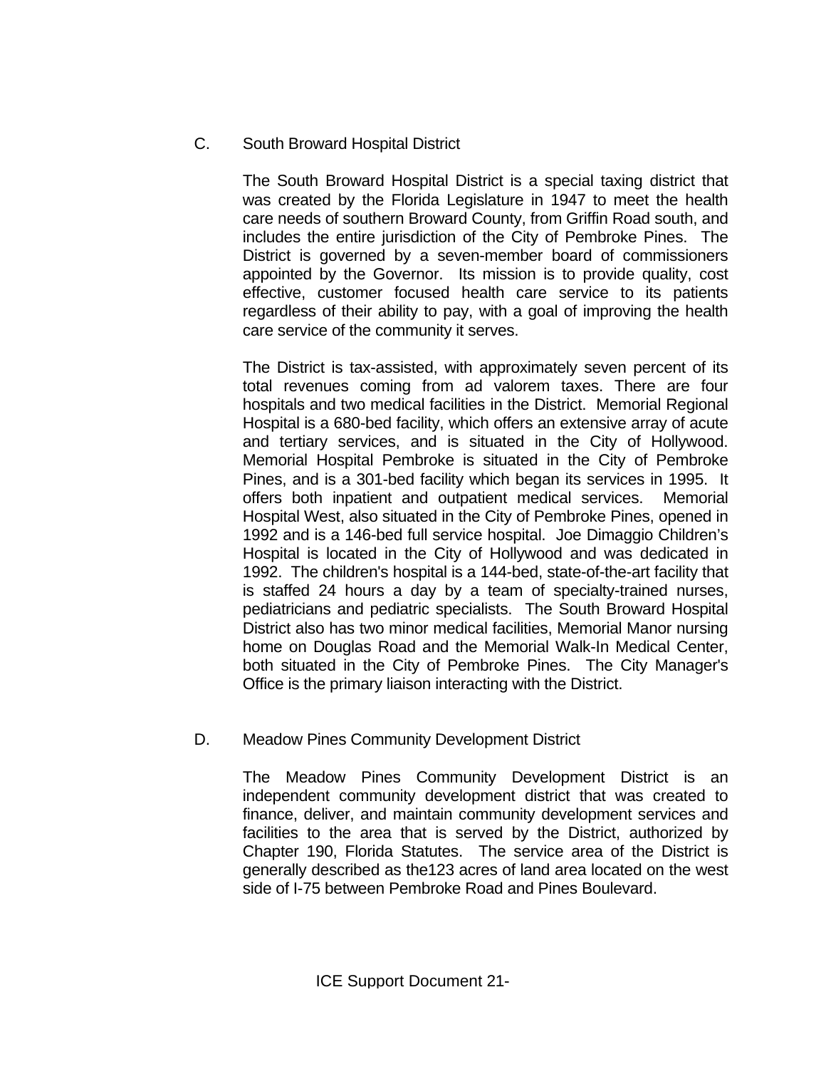### C. South Broward Hospital District

The South Broward Hospital District is a special taxing district that was created by the Florida Legislature in 1947 to meet the health care needs of southern Broward County, from Griffin Road south, and includes the entire jurisdiction of the City of Pembroke Pines. The District is governed by a seven-member board of commissioners appointed by the Governor. Its mission is to provide quality, cost effective, customer focused health care service to its patients regardless of their ability to pay, with a goal of improving the health care service of the community it serves.

The District is tax-assisted, with approximately seven percent of its total revenues coming from ad valorem taxes. There are four hospitals and two medical facilities in the District. Memorial Regional Hospital is a 680-bed facility, which offers an extensive array of acute and tertiary services, and is situated in the City of Hollywood. Memorial Hospital Pembroke is situated in the City of Pembroke Pines, and is a 301-bed facility which began its services in 1995. It offers both inpatient and outpatient medical services. Memorial Hospital West, also situated in the City of Pembroke Pines, opened in 1992 and is a 146-bed full service hospital. Joe Dimaggio Children's Hospital is located in the City of Hollywood and was dedicated in 1992. The children's hospital is a 144-bed, state-of-the-art facility that is staffed 24 hours a day by a team of specialty-trained nurses, pediatricians and pediatric specialists. The South Broward Hospital District also has two minor medical facilities, Memorial Manor nursing home on Douglas Road and the Memorial Walk-In Medical Center, both situated in the City of Pembroke Pines. The City Manager's Office is the primary liaison interacting with the District.

### D. Meadow Pines Community Development District

The Meadow Pines Community Development District is an independent community development district that was created to finance, deliver, and maintain community development services and facilities to the area that is served by the District, authorized by Chapter 190, Florida Statutes. The service area of the District is generally described as the123 acres of land area located on the west side of I-75 between Pembroke Road and Pines Boulevard.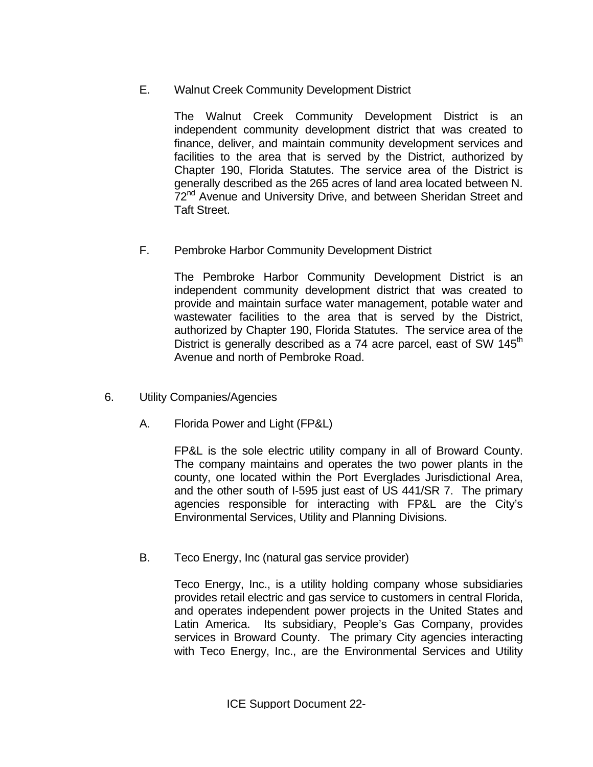E. Walnut Creek Community Development District

The Walnut Creek Community Development District is an independent community development district that was created to finance, deliver, and maintain community development services and facilities to the area that is served by the District, authorized by Chapter 190, Florida Statutes. The service area of the District is generally described as the 265 acres of land area located between N. 72nd Avenue and University Drive, and between Sheridan Street and Taft Street.

F. Pembroke Harbor Community Development District

The Pembroke Harbor Community Development District is an independent community development district that was created to provide and maintain surface water management, potable water and wastewater facilities to the area that is served by the District, authorized by Chapter 190, Florida Statutes. The service area of the District is generally described as a 74 acre parcel, east of SW 145th Avenue and north of Pembroke Road.

6. Utility Companies/Agencies

A. Florida Power and Light (FP&L)

FP&L is the sole electric utility company in all of Broward County. The company maintains and operates the two power plants in the county, one located within the Port Everglades Jurisdictional Area, and the other south of I-595 just east of US 441/SR 7. The primary agencies responsible for interacting with FP&L are the City's Environmental Services, Utility and Planning Divisions.

B. Teco Energy, Inc (natural gas service provider)

Teco Energy, Inc., is a utility holding company whose subsidiaries provides retail electric and gas service to customers in central Florida, and operates independent power projects in the United States and Latin America. Its subsidiary, People's Gas Company, provides services in Broward County. The primary City agencies interacting with Teco Energy, Inc., are the Environmental Services and Utility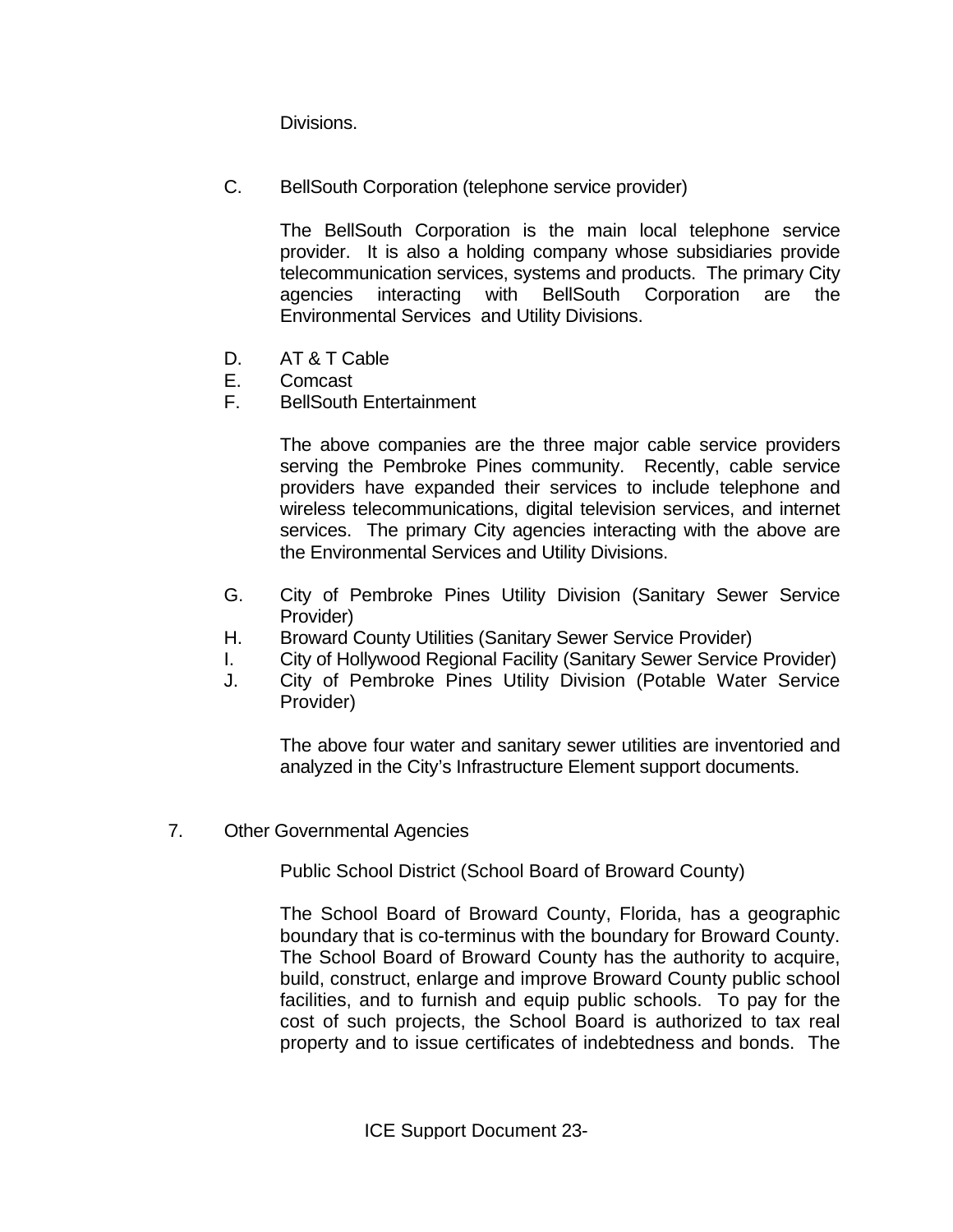Divisions.

C. BellSouth Corporation (telephone service provider)

   The BellSouth Corporation is the main local telephone service provider. It is also a holding company whose subsidiaries provide telecommunication services, systems and products. The primary City agencies interacting with BellSouth Corporation are the Environmental Services and Utility Divisions.

D. AT & T Cable
E. Comcast
F. BellSouth Entertainment

   The above companies are the three major cable service providers serving the Pembroke Pines community. Recently, cable service providers have expanded their services to include telephone and wireless telecommunications, digital television services, and internet services. The primary City agencies interacting with the above are the Environmental Services and Utility Divisions.

G. City of Pembroke Pines Utility Division (Sanitary Sewer Service Provider)
H. Broward County Utilities (Sanitary Sewer Service Provider)
I. City of Hollywood Regional Facility (Sanitary Sewer Service Provider)
J. City of Pembroke Pines Utility Division (Potable Water Service Provider)

   The above four water and sanitary sewer utilities are inventoried and analyzed in the City's Infrastructure Element support documents.

7. Other Governmental Agencies

   Public School District (School Board of Broward County)

   The School Board of Broward County, Florida, has a geographic boundary that is co-terminus with the boundary for Broward County. The School Board of Broward County has the authority to acquire, build, construct, enlarge and improve Broward County public school facilities, and to furnish and equip public schools. To pay for the cost of such projects, the School Board is authorized to tax real property and to issue certificates of indebtedness and bonds. The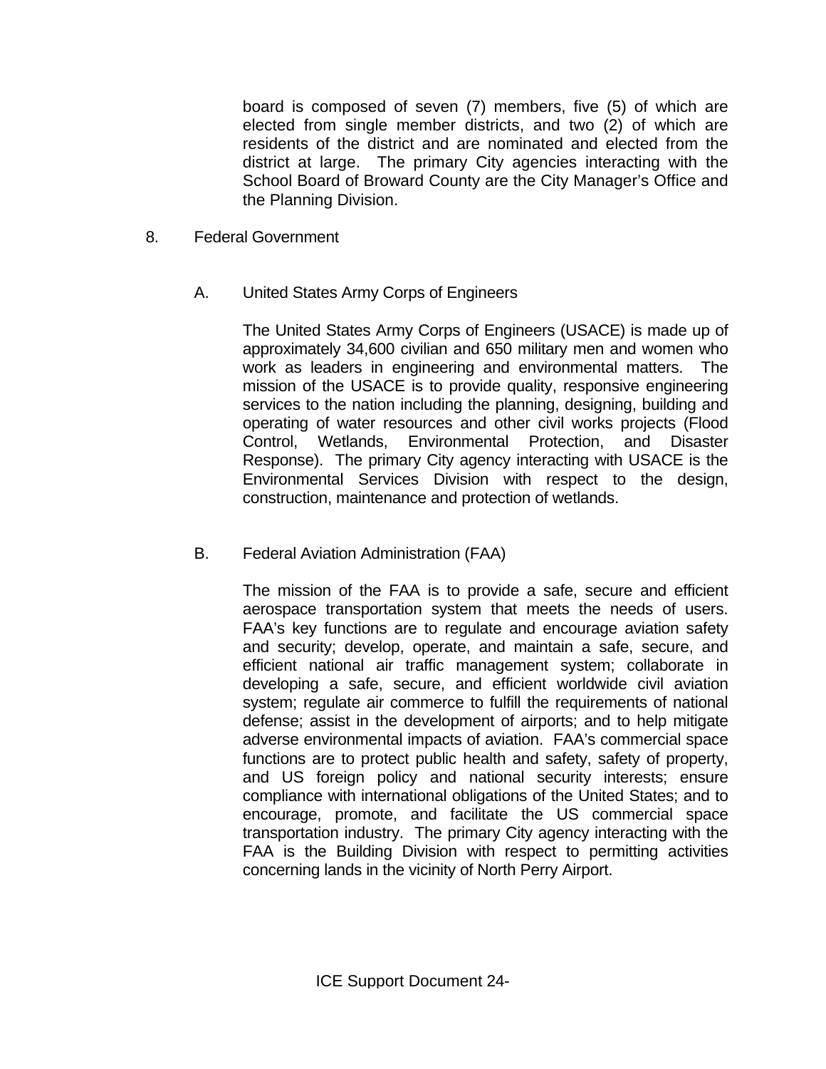board is composed of seven (7) members, five (5) of which are elected from single member districts, and two (2) of which are residents of the district and are nominated and elected from the district at large. The primary City agencies interacting with the School Board of Broward County are the City Manager's Office and the Planning Division.

8. Federal Government

   A. United States Army Corps of Engineers

      The United States Army Corps of Engineers (USACE) is made up of approximately 34,600 civilian and 650 military men and women who work as leaders in engineering and environmental matters. The mission of the USACE is to provide quality, responsive engineering services to the nation including the planning, designing, building and operating of water resources and other civil works projects (Flood Control, Wetlands, Environmental Protection, and Disaster Response). The primary City agency interacting with USACE is the Environmental Services Division with respect to the design, construction, maintenance and protection of wetlands.

   B. Federal Aviation Administration (FAA)

      The mission of the FAA is to provide a safe, secure and efficient aerospace transportation system that meets the needs of users. FAA's key functions are to regulate and encourage aviation safety and security; develop, operate, and maintain a safe, secure, and efficient national air traffic management system; collaborate in developing a safe, secure, and efficient worldwide civil aviation system; regulate air commerce to fulfill the requirements of national defense; assist in the development of airports; and to help mitigate adverse environmental impacts of aviation. FAA's commercial space functions are to protect public health and safety, safety of property, and US foreign policy and national security interests; ensure compliance with international obligations of the United States; and to encourage, promote, and facilitate the US commercial space transportation industry. The primary City agency interacting with the FAA is the Building Division with respect to permitting activities concerning lands in the vicinity of North Perry Airport.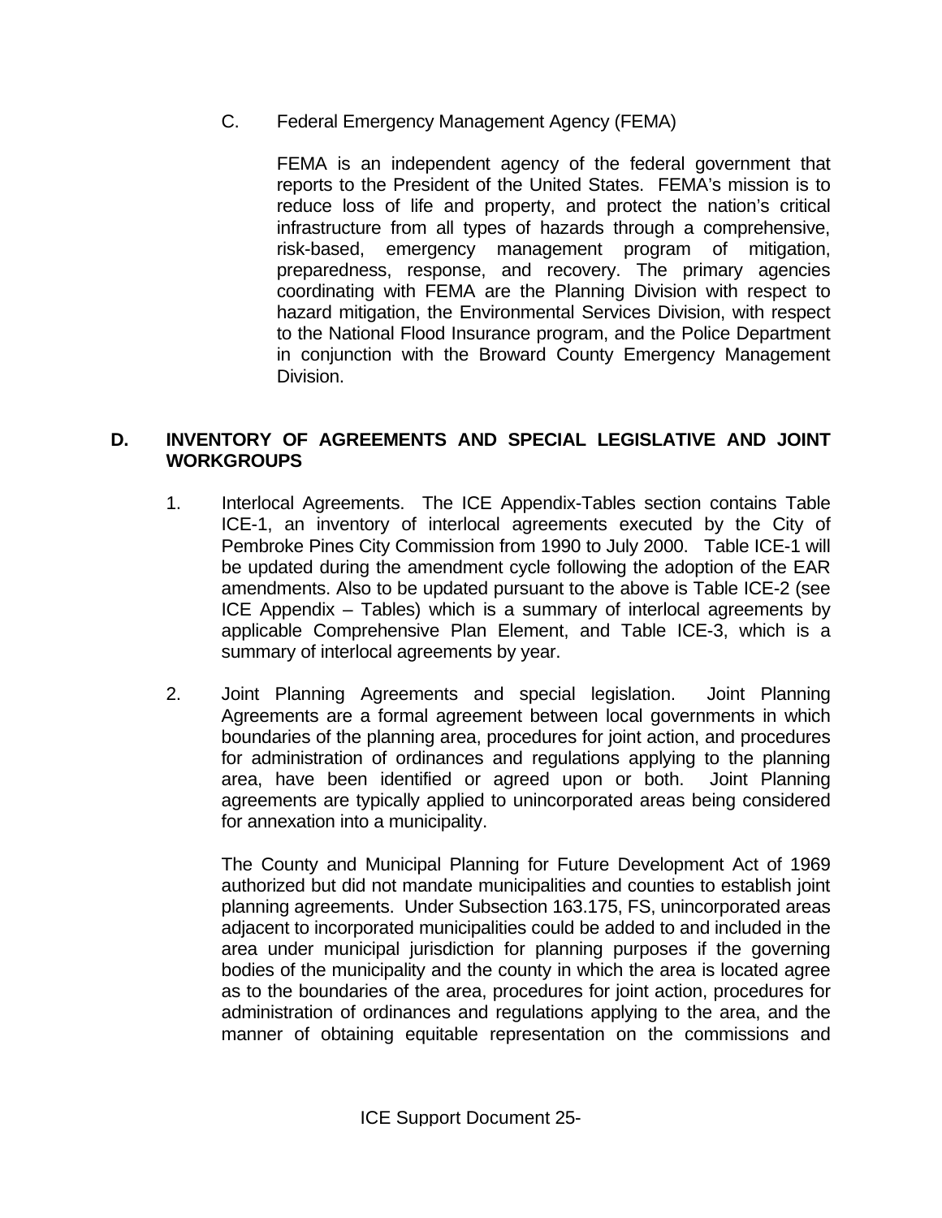C. Federal Emergency Management Agency (FEMA)

FEMA is an independent agency of the federal government that reports to the President of the United States. FEMA's mission is to reduce loss of life and property, and protect the nation's critical infrastructure from all types of hazards through a comprehensive, risk-based, emergency management program of mitigation, preparedness, response, and recovery. The primary agencies coordinating with FEMA are the Planning Division with respect to hazard mitigation, the Environmental Services Division, with respect to the National Flood Insurance program, and the Police Department in conjunction with the Broward County Emergency Management Division.

## D. INVENTORY OF AGREEMENTS AND SPECIAL LEGISLATIVE AND JOINT WORKGROUPS

1. Interlocal Agreements. The ICE Appendix-Tables section contains Table ICE-1, an inventory of interlocal agreements executed by the City of Pembroke Pines City Commission from 1990 to July 2000. Table ICE-1 will be updated during the amendment cycle following the adoption of the EAR amendments. Also to be updated pursuant to the above is Table ICE-2 (see ICE Appendix – Tables) which is a summary of interlocal agreements by applicable Comprehensive Plan Element, and Table ICE-3, which is a summary of interlocal agreements by year.

2. Joint Planning Agreements and special legislation. Joint Planning Agreements are a formal agreement between local governments in which boundaries of the planning area, procedures for joint action, and procedures for administration of ordinances and regulations applying to the planning area, have been identified or agreed upon or both. Joint Planning agreements are typically applied to unincorporated areas being considered for annexation into a municipality.

   The County and Municipal Planning for Future Development Act of 1969 authorized but did not mandate municipalities and counties to establish joint planning agreements. Under Subsection 163.175, FS, unincorporated areas adjacent to incorporated municipalities could be added to and included in the area under municipal jurisdiction for planning purposes if the governing bodies of the municipality and the county in which the area is located agree as to the boundaries of the area, procedures for joint action, procedures for administration of ordinances and regulations applying to the area, and the manner of obtaining equitable representation on the commissions and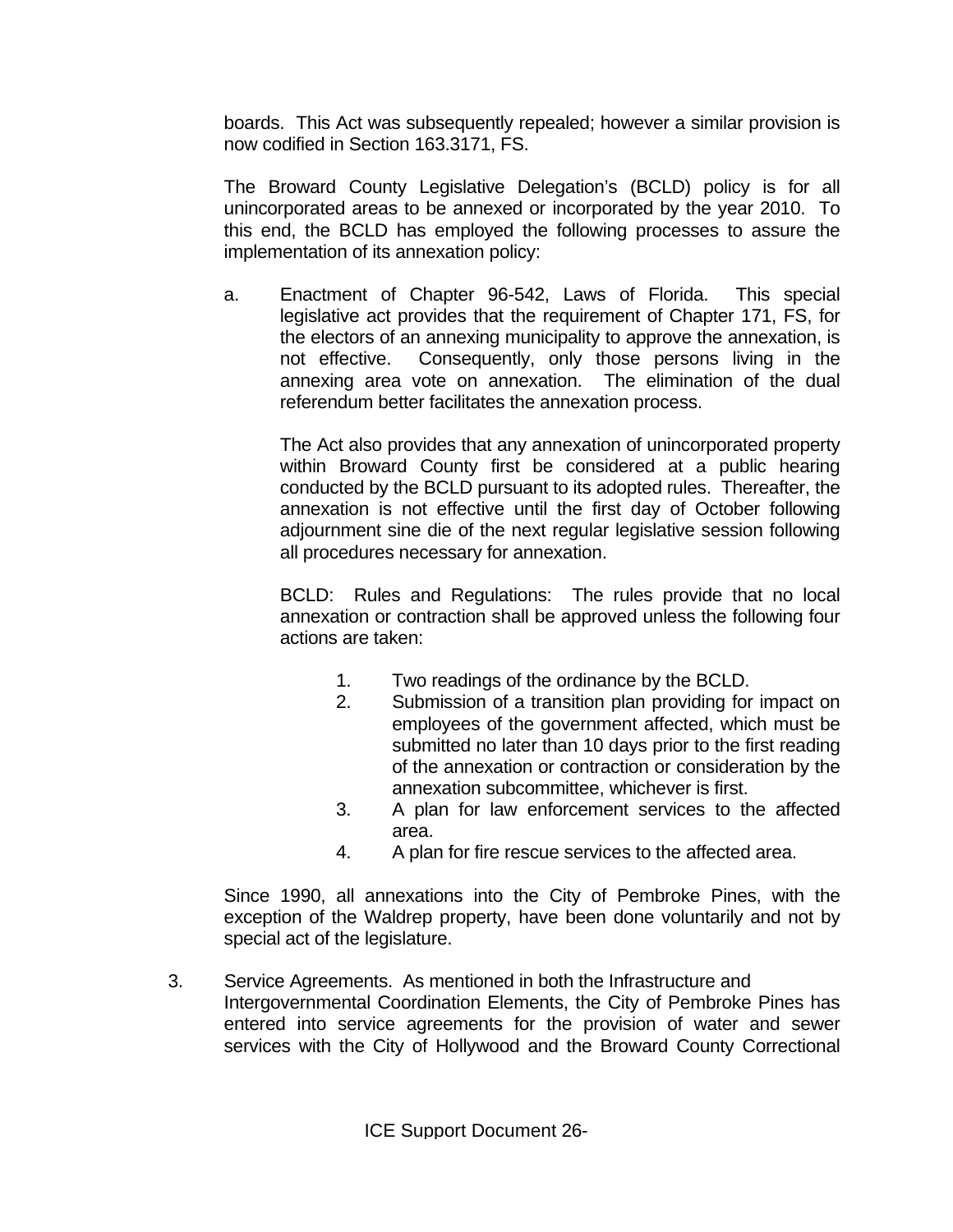boards. This Act was subsequently repealed; however a similar provision is now codified in Section 163.3171, FS.

The Broward County Legislative Delegation's (BCLD) policy is for all unincorporated areas to be annexed or incorporated by the year 2010. To this end, the BCLD has employed the following processes to assure the implementation of its annexation policy:

a. Enactment of Chapter 96-542, Laws of Florida. This special legislative act provides that the requirement of Chapter 171, FS, for the electors of an annexing municipality to approve the annexation, is not effective. Consequently, only those persons living in the annexing area vote on annexation. The elimination of the dual referendum better facilitates the annexation process.

   The Act also provides that any annexation of unincorporated property within Broward County first be considered at a public hearing conducted by the BCLD pursuant to its adopted rules. Thereafter, the annexation is not effective until the first day of October following adjournment sine die of the next regular legislative session following all procedures necessary for annexation.

   BCLD: Rules and Regulations: The rules provide that no local annexation or contraction shall be approved unless the following four actions are taken:

   1. Two readings of the ordinance by the BCLD.
   2. Submission of a transition plan providing for impact on employees of the government affected, which must be submitted no later than 10 days prior to the first reading of the annexation or contraction or consideration by the annexation subcommittee, whichever is first.
   3. A plan for law enforcement services to the affected area.
   4. A plan for fire rescue services to the affected area.

Since 1990, all annexations into the City of Pembroke Pines, with the exception of the Waldrep property, have been done voluntarily and not by special act of the legislature.

3. Service Agreements. As mentioned in both the Infrastructure and Intergovernmental Coordination Elements, the City of Pembroke Pines has entered into service agreements for the provision of water and sewer services with the City of Hollywood and the Broward County Correctional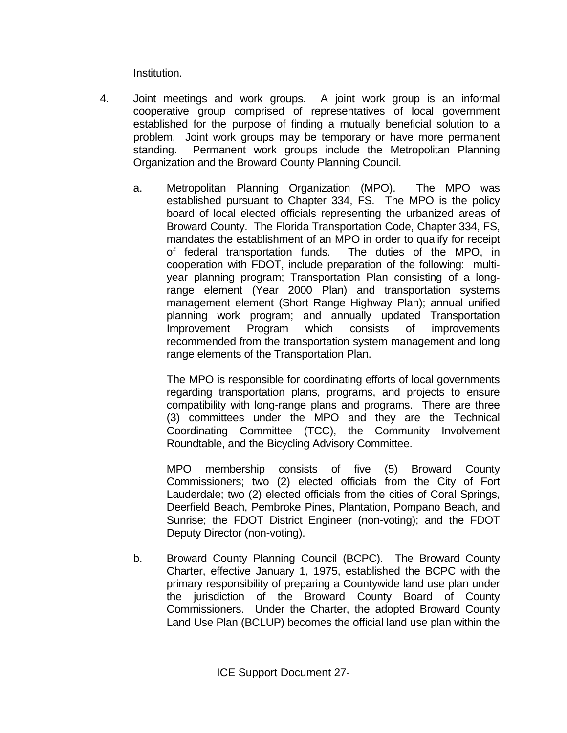Institution.

4. Joint meetings and work groups. A joint work group is an informal cooperative group comprised of representatives of local government established for the purpose of finding a mutually beneficial solution to a problem. Joint work groups may be temporary or have more permanent standing. Permanent work groups include the Metropolitan Planning Organization and the Broward County Planning Council.

   a. Metropolitan Planning Organization (MPO). The MPO was established pursuant to Chapter 334, FS. The MPO is the policy board of local elected officials representing the urbanized areas of Broward County. The Florida Transportation Code, Chapter 334, FS, mandates the establishment of an MPO in order to qualify for receipt of federal transportation funds. The duties of the MPO, in cooperation with FDOT, include preparation of the following: multi-year planning program; Transportation Plan consisting of a long-range element (Year 2000 Plan) and transportation systems management element (Short Range Highway Plan); annual unified planning work program; and annually updated Transportation Improvement Program which consists of improvements recommended from the transportation system management and long range elements of the Transportation Plan.

      The MPO is responsible for coordinating efforts of local governments regarding transportation plans, programs, and projects to ensure compatibility with long-range plans and programs. There are three (3) committees under the MPO and they are the Technical Coordinating Committee (TCC), the Community Involvement Roundtable, and the Bicycling Advisory Committee.

      MPO membership consists of five (5) Broward County Commissioners; two (2) elected officials from the City of Fort Lauderdale; two (2) elected officials from the cities of Coral Springs, Deerfield Beach, Pembroke Pines, Plantation, Pompano Beach, and Sunrise; the FDOT District Engineer (non-voting); and the FDOT Deputy Director (non-voting).

   b. Broward County Planning Council (BCPC). The Broward County Charter, effective January 1, 1975, established the BCPC with the primary responsibility of preparing a Countywide land use plan under the jurisdiction of the Broward County Board of County Commissioners. Under the Charter, the adopted Broward County Land Use Plan (BCLUP) becomes the official land use plan within the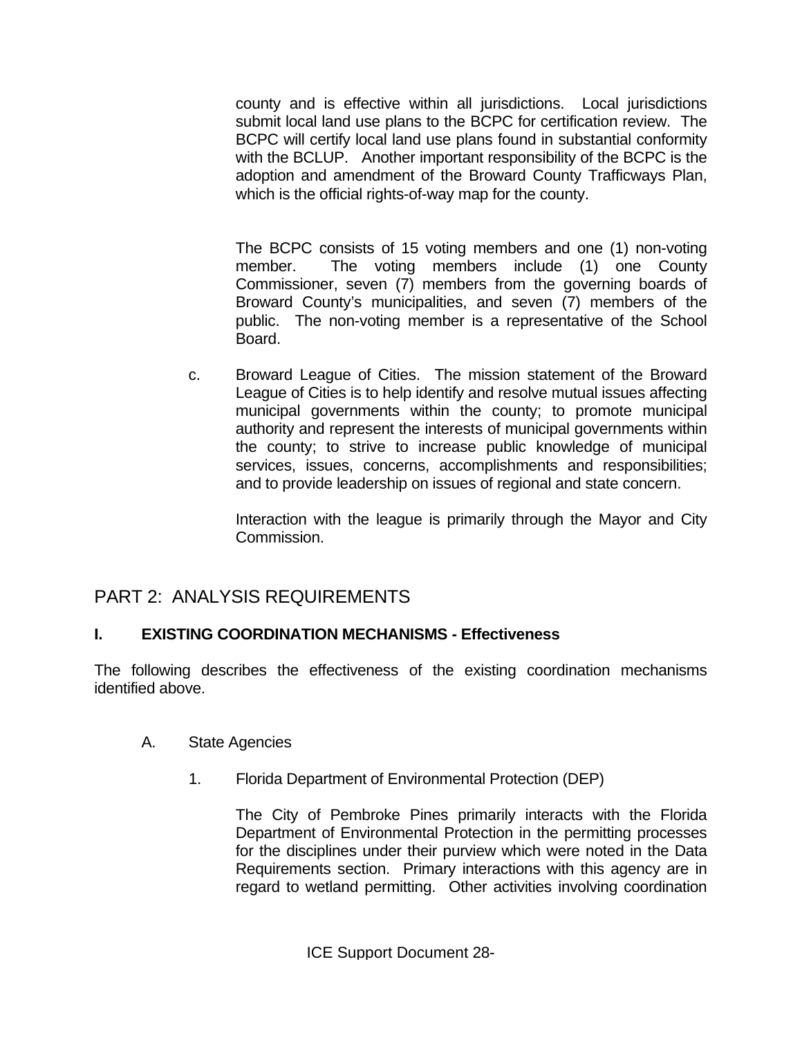county and is effective within all jurisdictions. Local jurisdictions submit local land use plans to the BCPC for certification review. The BCPC will certify local land use plans found in substantial conformity with the BCLUP. Another important responsibility of the BCPC is the adoption and amendment of the Broward County Trafficways Plan, which is the official rights-of-way map for the county.

The BCPC consists of 15 voting members and one (1) non-voting member. The voting members include (1) one County Commissioner, seven (7) members from the governing boards of Broward County's municipalities, and seven (7) members of the public. The non-voting member is a representative of the School Board.

c. Broward League of Cities. The mission statement of the Broward League of Cities is to help identify and resolve mutual issues affecting municipal governments within the county; to promote municipal authority and represent the interests of municipal governments within the county; to strive to increase public knowledge of municipal services, issues, concerns, accomplishments and responsibilities; and to provide leadership on issues of regional and state concern.

Interaction with the league is primarily through the Mayor and City Commission.

## PART 2: ANALYSIS REQUIREMENTS

### I. EXISTING COORDINATION MECHANISMS - Effectiveness

The following describes the effectiveness of the existing coordination mechanisms identified above.

A. State Agencies

1. Florida Department of Environmental Protection (DEP)

The City of Pembroke Pines primarily interacts with the Florida Department of Environmental Protection in the permitting processes for the disciplines under their purview which were noted in the Data Requirements section. Primary interactions with this agency are in regard to wetland permitting. Other activities involving coordination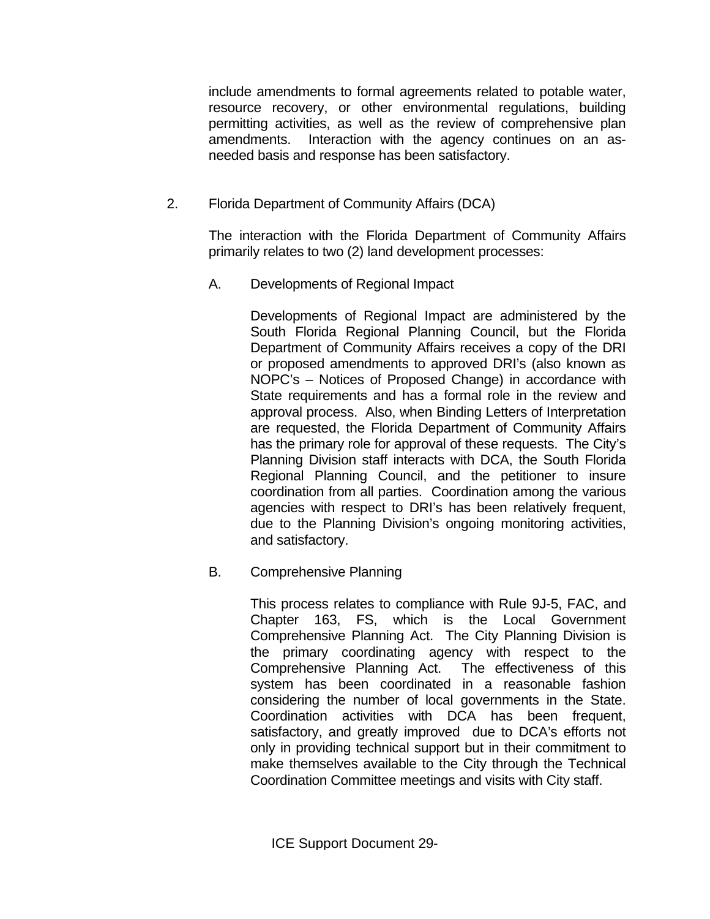include amendments to formal agreements related to potable water, resource recovery, or other environmental regulations, building permitting activities, as well as the review of comprehensive plan amendments. Interaction with the agency continues on an as-needed basis and response has been satisfactory.

2. Florida Department of Community Affairs (DCA)

The interaction with the Florida Department of Community Affairs primarily relates to two (2) land development processes:

A. Developments of Regional Impact

Developments of Regional Impact are administered by the South Florida Regional Planning Council, but the Florida Department of Community Affairs receives a copy of the DRI or proposed amendments to approved DRI's (also known as NOPC's – Notices of Proposed Change) in accordance with State requirements and has a formal role in the review and approval process. Also, when Binding Letters of Interpretation are requested, the Florida Department of Community Affairs has the primary role for approval of these requests. The City's Planning Division staff interacts with DCA, the South Florida Regional Planning Council, and the petitioner to insure coordination from all parties. Coordination among the various agencies with respect to DRI's has been relatively frequent, due to the Planning Division's ongoing monitoring activities, and satisfactory.

B. Comprehensive Planning

This process relates to compliance with Rule 9J-5, FAC, and Chapter 163, FS, which is the Local Government Comprehensive Planning Act. The City Planning Division is the primary coordinating agency with respect to the Comprehensive Planning Act. The effectiveness of this system has been coordinated in a reasonable fashion considering the number of local governments in the State. Coordination activities with DCA has been frequent, satisfactory, and greatly improved due to DCA's efforts not only in providing technical support but in their commitment to make themselves available to the City through the Technical Coordination Committee meetings and visits with City staff.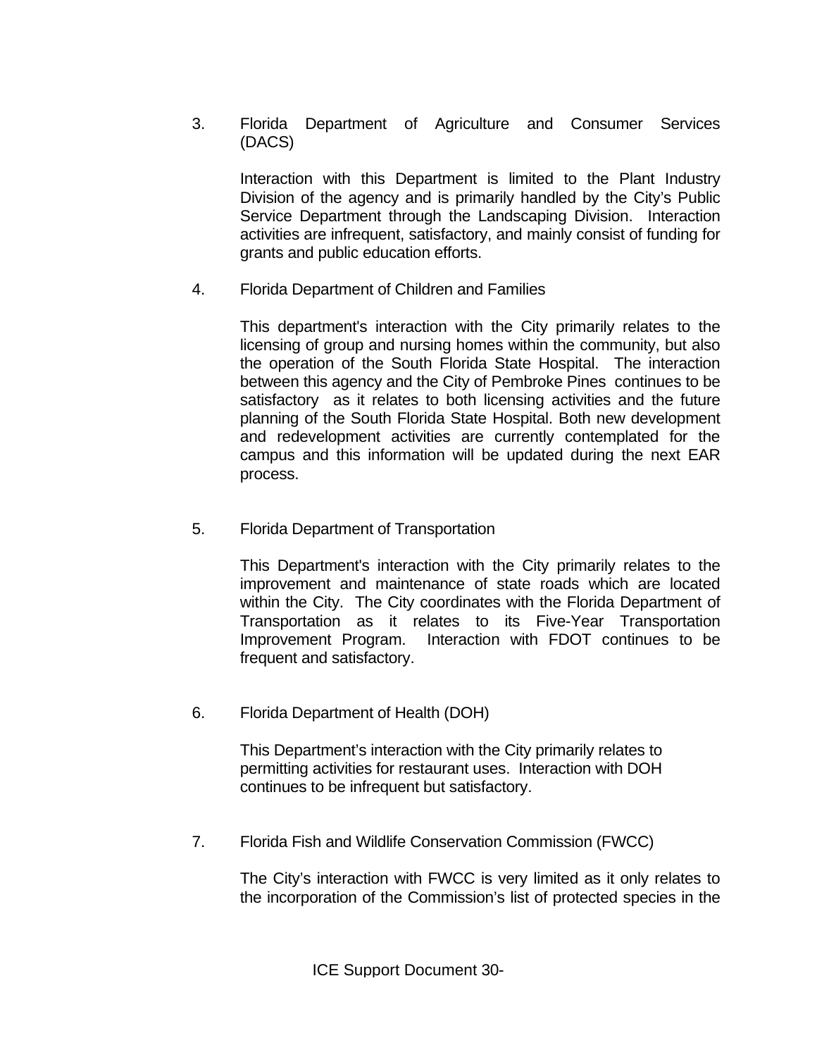3. Florida Department of Agriculture and Consumer Services (DACS)

   Interaction with this Department is limited to the Plant Industry Division of the agency and is primarily handled by the City's Public Service Department through the Landscaping Division. Interaction activities are infrequent, satisfactory, and mainly consist of funding for grants and public education efforts.

4. Florida Department of Children and Families

   This department's interaction with the City primarily relates to the licensing of group and nursing homes within the community, but also the operation of the South Florida State Hospital. The interaction between this agency and the City of Pembroke Pines continues to be satisfactory as it relates to both licensing activities and the future planning of the South Florida State Hospital. Both new development and redevelopment activities are currently contemplated for the campus and this information will be updated during the next EAR process.

5. Florida Department of Transportation

   This Department's interaction with the City primarily relates to the improvement and maintenance of state roads which are located within the City. The City coordinates with the Florida Department of Transportation as it relates to its Five-Year Transportation Improvement Program. Interaction with FDOT continues to be frequent and satisfactory.

6. Florida Department of Health (DOH)

   This Department's interaction with the City primarily relates to permitting activities for restaurant uses. Interaction with DOH continues to be infrequent but satisfactory.

7. Florida Fish and Wildlife Conservation Commission (FWCC)

   The City's interaction with FWCC is very limited as it only relates to the incorporation of the Commission's list of protected species in the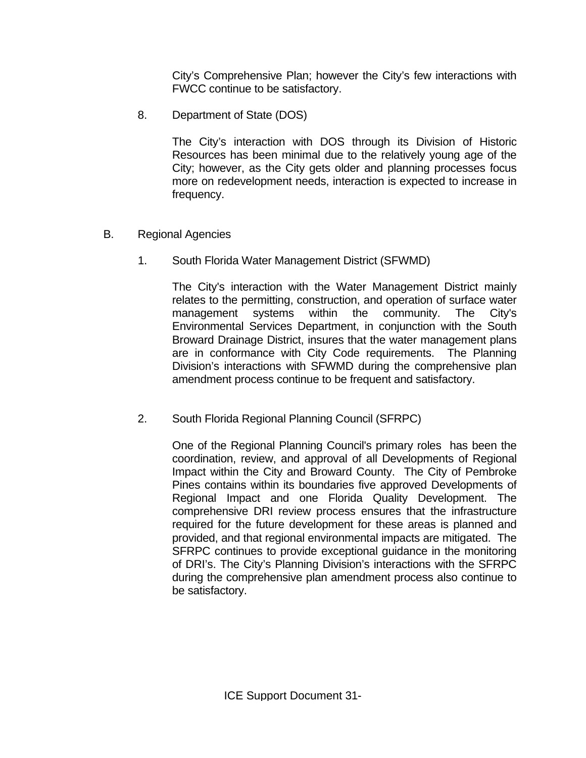City's Comprehensive Plan; however the City's few interactions with FWCC continue to be satisfactory.

8. Department of State (DOS)

The City's interaction with DOS through its Division of Historic Resources has been minimal due to the relatively young age of the City; however, as the City gets older and planning processes focus more on redevelopment needs, interaction is expected to increase in frequency.

B. Regional Agencies

1. South Florida Water Management District (SFWMD)

The City's interaction with the Water Management District mainly relates to the permitting, construction, and operation of surface water management systems within the community. The City's Environmental Services Department, in conjunction with the South Broward Drainage District, insures that the water management plans are in conformance with City Code requirements. The Planning Division's interactions with SFWMD during the comprehensive plan amendment process continue to be frequent and satisfactory.

2. South Florida Regional Planning Council (SFRPC)

One of the Regional Planning Council's primary roles has been the coordination, review, and approval of all Developments of Regional Impact within the City and Broward County. The City of Pembroke Pines contains within its boundaries five approved Developments of Regional Impact and one Florida Quality Development. The comprehensive DRI review process ensures that the infrastructure required for the future development for these areas is planned and provided, and that regional environmental impacts are mitigated. The SFRPC continues to provide exceptional guidance in the monitoring of DRI's. The City's Planning Division's interactions with the SFRPC during the comprehensive plan amendment process also continue to be satisfactory.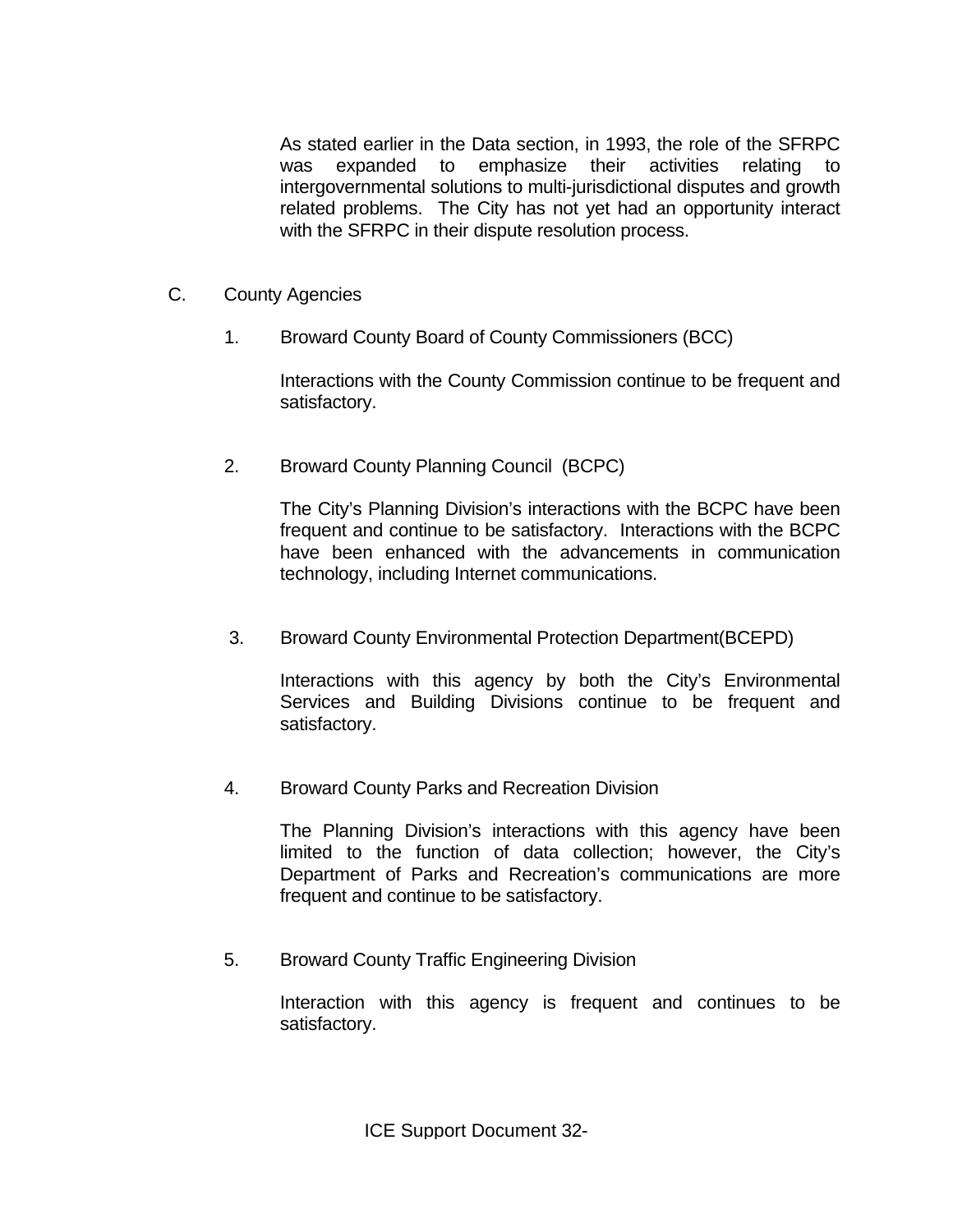As stated earlier in the Data section, in 1993, the role of the SFRPC was expanded to emphasize their activities relating to intergovernmental solutions to multi-jurisdictional disputes and growth related problems. The City has not yet had an opportunity interact with the SFRPC in their dispute resolution process.

C. County Agencies

1. Broward County Board of County Commissioners (BCC)

Interactions with the County Commission continue to be frequent and satisfactory.

2. Broward County Planning Council (BCPC)

The City's Planning Division's interactions with the BCPC have been frequent and continue to be satisfactory. Interactions with the BCPC have been enhanced with the advancements in communication technology, including Internet communications.

3. Broward County Environmental Protection Department(BCEPD)

Interactions with this agency by both the City's Environmental Services and Building Divisions continue to be frequent and satisfactory.

4. Broward County Parks and Recreation Division

The Planning Division's interactions with this agency have been limited to the function of data collection; however, the City's Department of Parks and Recreation's communications are more frequent and continue to be satisfactory.

5. Broward County Traffic Engineering Division

Interaction with this agency is frequent and continues to be satisfactory.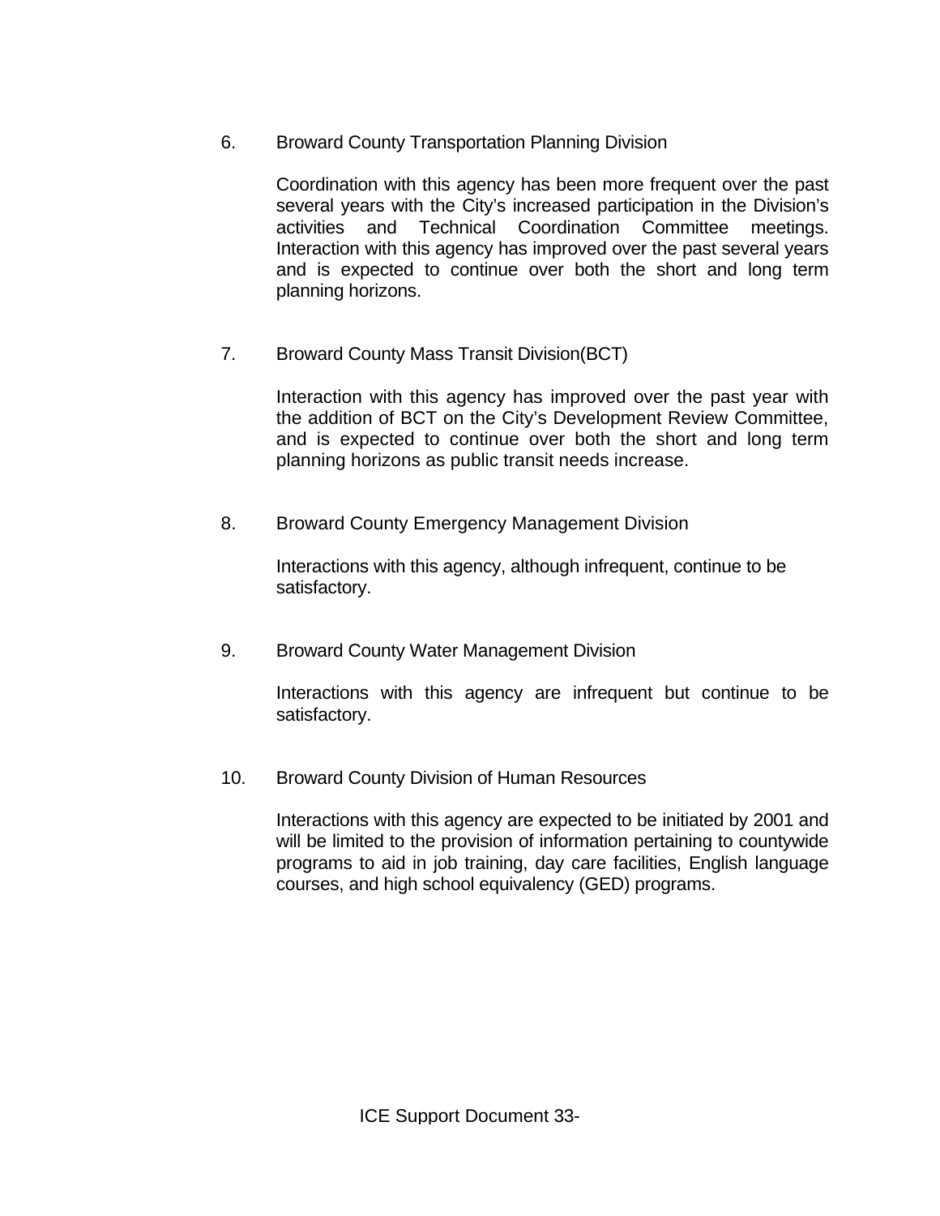6. Broward County Transportation Planning Division

   Coordination with this agency has been more frequent over the past several years with the City's increased participation in the Division's activities and Technical Coordination Committee meetings. Interaction with this agency has improved over the past several years and is expected to continue over both the short and long term planning horizons.

7. Broward County Mass Transit Division(BCT)

   Interaction with this agency has improved over the past year with the addition of BCT on the City's Development Review Committee, and is expected to continue over both the short and long term planning horizons as public transit needs increase.

8. Broward County Emergency Management Division

   Interactions with this agency, although infrequent, continue to be satisfactory.

9. Broward County Water Management Division

   Interactions with this agency are infrequent but continue to be satisfactory.

10. Broward County Division of Human Resources

    Interactions with this agency are expected to be initiated by 2001 and will be limited to the provision of information pertaining to countywide programs to aid in job training, day care facilities, English language courses, and high school equivalency (GED) programs.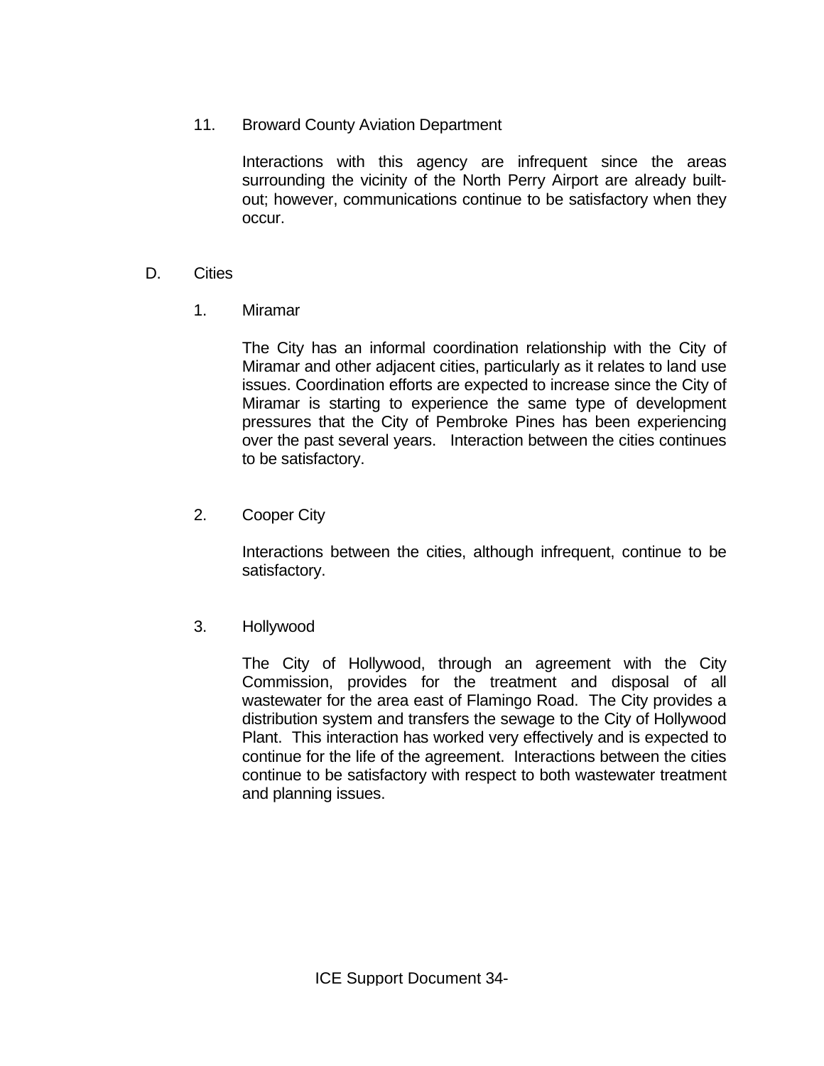11. Broward County Aviation Department

    Interactions with this agency are infrequent since the areas surrounding the vicinity of the North Perry Airport are already built-out; however, communications continue to be satisfactory when they occur.

D. Cities

1. Miramar

    The City has an informal coordination relationship with the City of Miramar and other adjacent cities, particularly as it relates to land use issues. Coordination efforts are expected to increase since the City of Miramar is starting to experience the same type of development pressures that the City of Pembroke Pines has been experiencing over the past several years. Interaction between the cities continues to be satisfactory.

2. Cooper City

    Interactions between the cities, although infrequent, continue to be satisfactory.

3. Hollywood

    The City of Hollywood, through an agreement with the City Commission, provides for the treatment and disposal of all wastewater for the area east of Flamingo Road. The City provides a distribution system and transfers the sewage to the City of Hollywood Plant. This interaction has worked very effectively and is expected to continue for the life of the agreement. Interactions between the cities continue to be satisfactory with respect to both wastewater treatment and planning issues.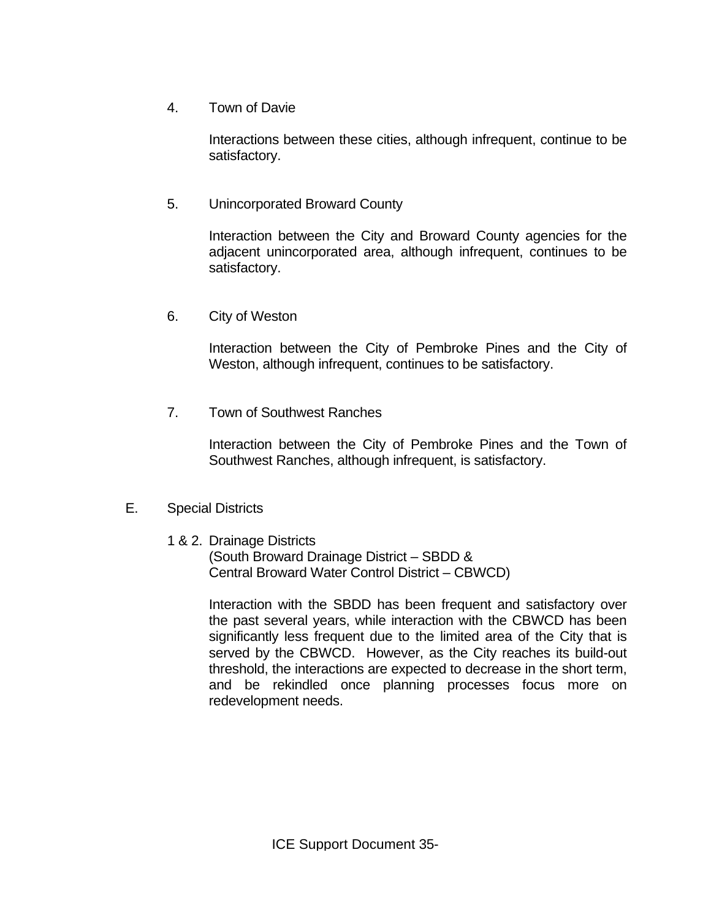4. Town of Davie

   Interactions between these cities, although infrequent, continue to be satisfactory.

5. Unincorporated Broward County

   Interaction between the City and Broward County agencies for the adjacent unincorporated area, although infrequent, continues to be satisfactory.

6. City of Weston

   Interaction between the City of Pembroke Pines and the City of Weston, although infrequent, continues to be satisfactory.

7. Town of Southwest Ranches

   Interaction between the City of Pembroke Pines and the Town of Southwest Ranches, although infrequent, is satisfactory.

E. Special Districts

   1 & 2. Drainage Districts
   (South Broward Drainage District – SBDD &
   Central Broward Water Control District – CBWCD)

   Interaction with the SBDD has been frequent and satisfactory over the past several years, while interaction with the CBWCD has been significantly less frequent due to the limited area of the City that is served by the CBWCD. However, as the City reaches its build-out threshold, the interactions are expected to decrease in the short term, and be rekindled once planning processes focus more on redevelopment needs.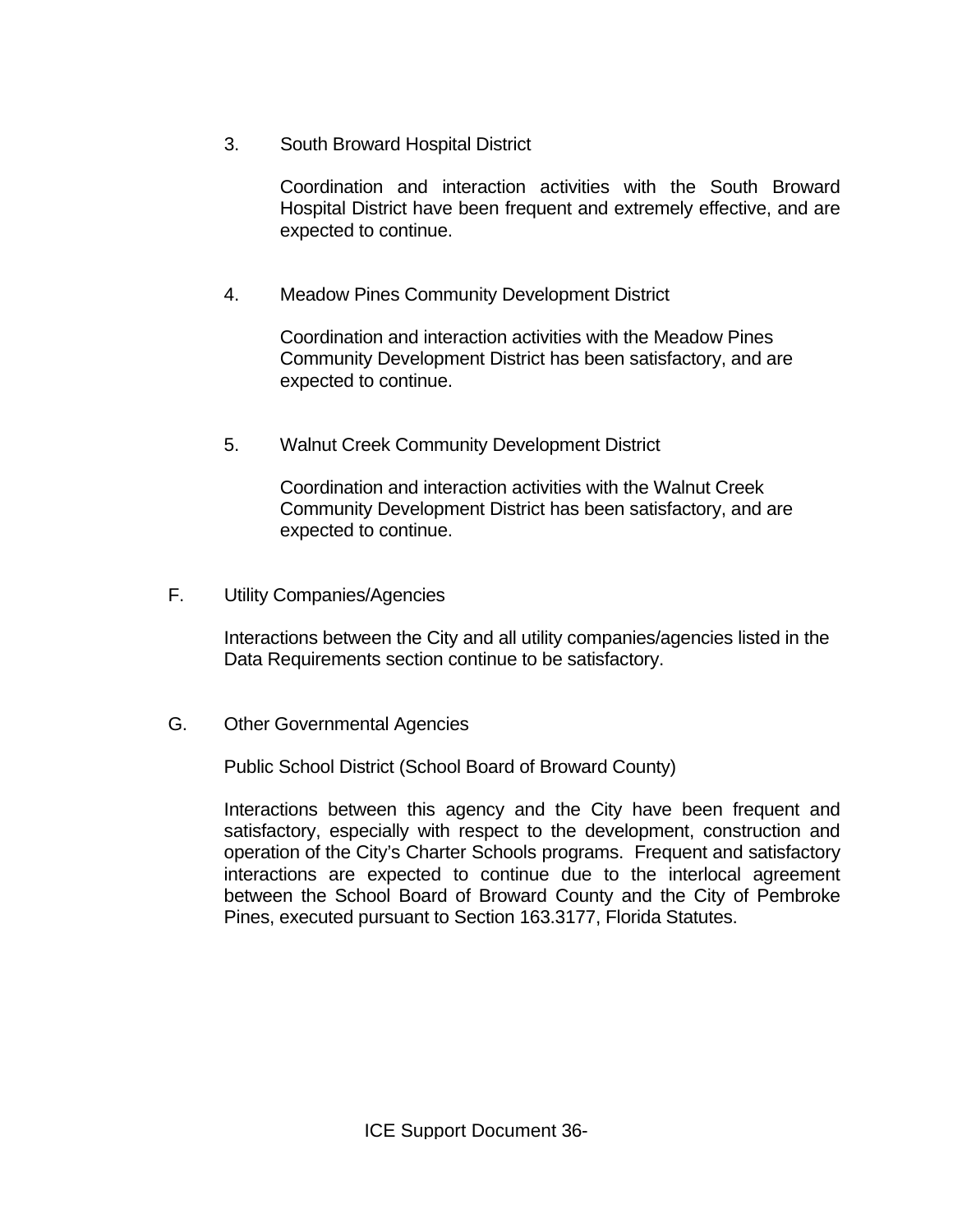3. South Broward Hospital District

   Coordination and interaction activities with the South Broward Hospital District have been frequent and extremely effective, and are expected to continue.

4. Meadow Pines Community Development District

   Coordination and interaction activities with the Meadow Pines Community Development District has been satisfactory, and are expected to continue.

5. Walnut Creek Community Development District

   Coordination and interaction activities with the Walnut Creek Community Development District has been satisfactory, and are expected to continue.

F. Utility Companies/Agencies

   Interactions between the City and all utility companies/agencies listed in the Data Requirements section continue to be satisfactory.

G. Other Governmental Agencies

   Public School District (School Board of Broward County)

   Interactions between this agency and the City have been frequent and satisfactory, especially with respect to the development, construction and operation of the City's Charter Schools programs. Frequent and satisfactory interactions are expected to continue due to the interlocal agreement between the School Board of Broward County and the City of Pembroke Pines, executed pursuant to Section 163.3177, Florida Statutes.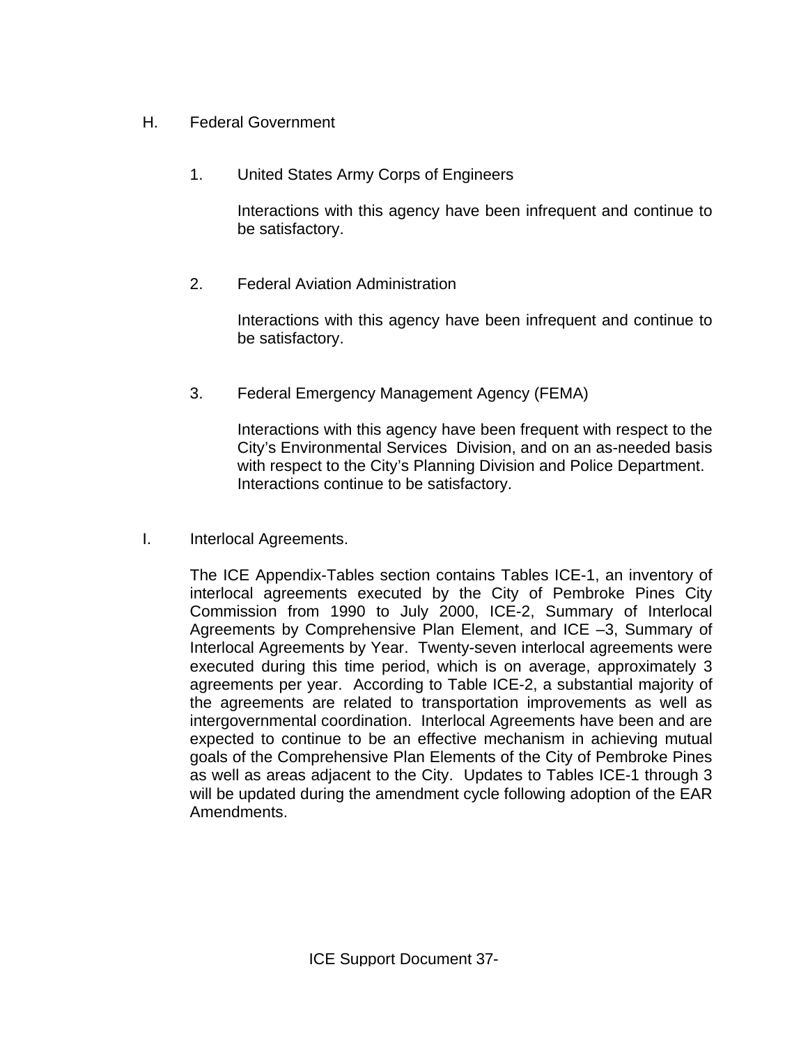## H. Federal Government

### 1. United States Army Corps of Engineers

Interactions with this agency have been infrequent and continue to be satisfactory.

### 2. Federal Aviation Administration

Interactions with this agency have been infrequent and continue to be satisfactory.

### 3. Federal Emergency Management Agency (FEMA)

Interactions with this agency have been frequent with respect to the City's Environmental Services Division, and on an as-needed basis with respect to the City's Planning Division and Police Department. Interactions continue to be satisfactory.

## I. Interlocal Agreements.

The ICE Appendix-Tables section contains Tables ICE-1, an inventory of interlocal agreements executed by the City of Pembroke Pines City Commission from 1990 to July 2000, ICE-2, Summary of Interlocal Agreements by Comprehensive Plan Element, and ICE –3, Summary of Interlocal Agreements by Year. Twenty-seven interlocal agreements were executed during this time period, which is on average, approximately 3 agreements per year. According to Table ICE-2, a substantial majority of the agreements are related to transportation improvements as well as intergovernmental coordination. Interlocal Agreements have been and are expected to continue to be an effective mechanism in achieving mutual goals of the Comprehensive Plan Elements of the City of Pembroke Pines as well as areas adjacent to the City. Updates to Tables ICE-1 through 3 will be updated during the amendment cycle following adoption of the EAR Amendments.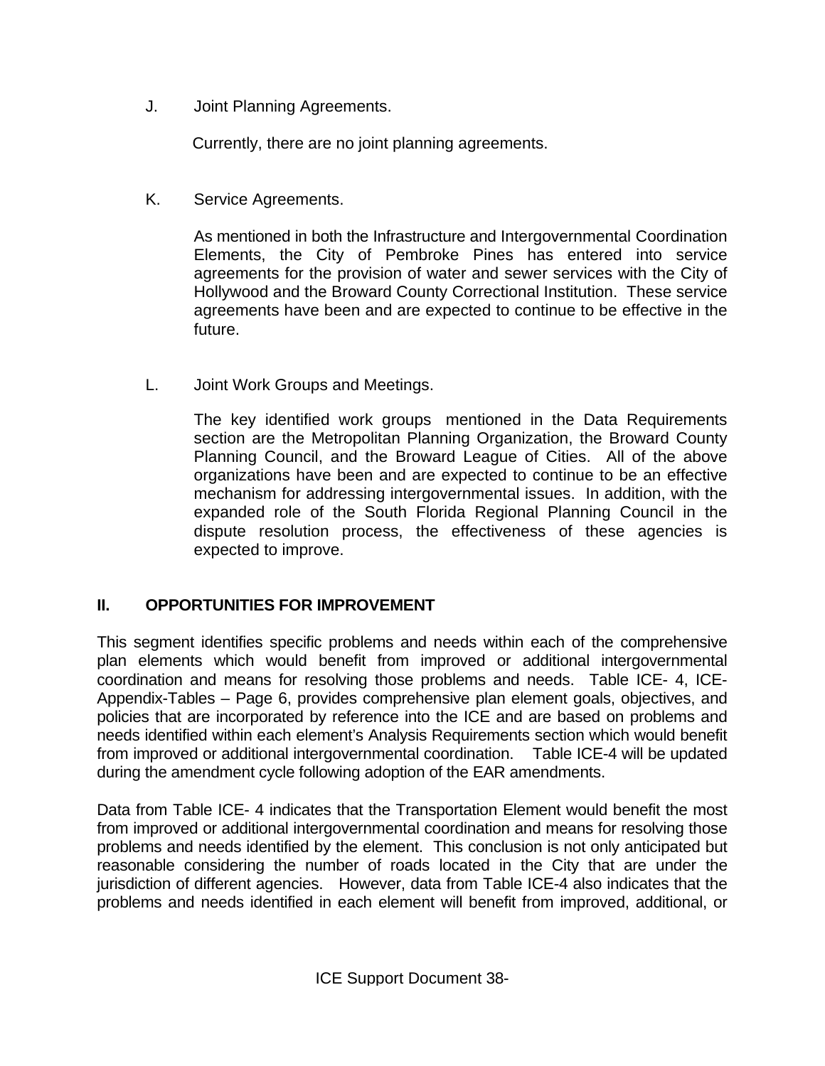J. Joint Planning Agreements.

Currently, there are no joint planning agreements.

K. Service Agreements.

As mentioned in both the Infrastructure and Intergovernmental Coordination Elements, the City of Pembroke Pines has entered into service agreements for the provision of water and sewer services with the City of Hollywood and the Broward County Correctional Institution. These service agreements have been and are expected to continue to be effective in the future.

L. Joint Work Groups and Meetings.

The key identified work groups mentioned in the Data Requirements section are the Metropolitan Planning Organization, the Broward County Planning Council, and the Broward League of Cities. All of the above organizations have been and are expected to continue to be an effective mechanism for addressing intergovernmental issues. In addition, with the expanded role of the South Florida Regional Planning Council in the dispute resolution process, the effectiveness of these agencies is expected to improve.

## II. OPPORTUNITIES FOR IMPROVEMENT

This segment identifies specific problems and needs within each of the comprehensive plan elements which would benefit from improved or additional intergovernmental coordination and means for resolving those problems and needs. Table ICE- 4, ICE-Appendix-Tables – Page 6, provides comprehensive plan element goals, objectives, and policies that are incorporated by reference into the ICE and are based on problems and needs identified within each element's Analysis Requirements section which would benefit from improved or additional intergovernmental coordination. Table ICE-4 will be updated during the amendment cycle following adoption of the EAR amendments.

Data from Table ICE- 4 indicates that the Transportation Element would benefit the most from improved or additional intergovernmental coordination and means for resolving those problems and needs identified by the element. This conclusion is not only anticipated but reasonable considering the number of roads located in the City that are under the jurisdiction of different agencies. However, data from Table ICE-4 also indicates that the problems and needs identified in each element will benefit from improved, additional, or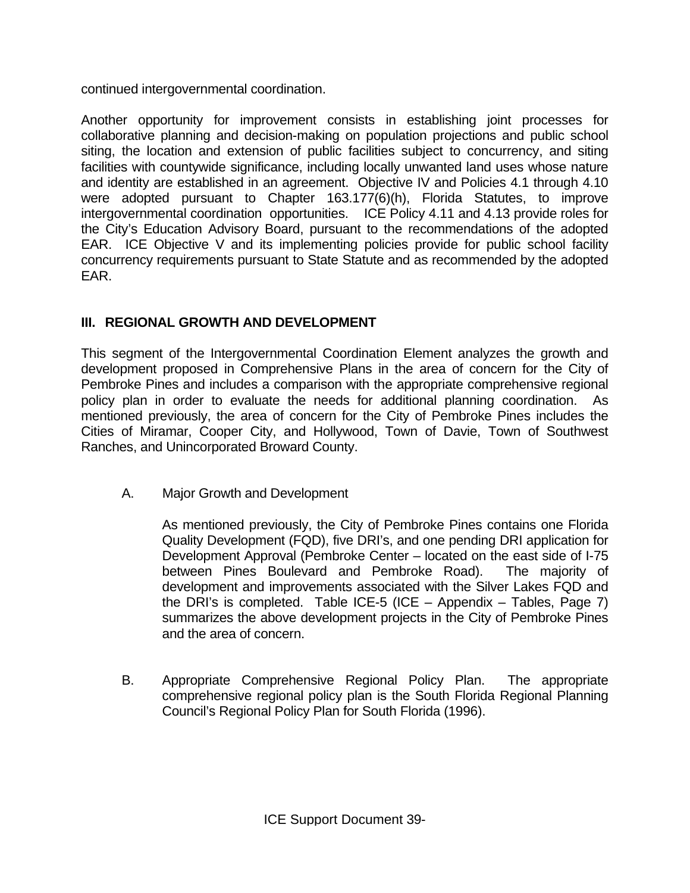continued intergovernmental coordination.

Another opportunity for improvement consists in establishing joint processes for collaborative planning and decision-making on population projections and public school siting, the location and extension of public facilities subject to concurrency, and siting facilities with countywide significance, including locally unwanted land uses whose nature and identity are established in an agreement. Objective IV and Policies 4.1 through 4.10 were adopted pursuant to Chapter 163.177(6)(h), Florida Statutes, to improve intergovernmental coordination opportunities. ICE Policy 4.11 and 4.13 provide roles for the City's Education Advisory Board, pursuant to the recommendations of the adopted EAR. ICE Objective V and its implementing policies provide for public school facility concurrency requirements pursuant to State Statute and as recommended by the adopted EAR.

## III. REGIONAL GROWTH AND DEVELOPMENT

This segment of the Intergovernmental Coordination Element analyzes the growth and development proposed in Comprehensive Plans in the area of concern for the City of Pembroke Pines and includes a comparison with the appropriate comprehensive regional policy plan in order to evaluate the needs for additional planning coordination. As mentioned previously, the area of concern for the City of Pembroke Pines includes the Cities of Miramar, Cooper City, and Hollywood, Town of Davie, Town of Southwest Ranches, and Unincorporated Broward County.

A. Major Growth and Development

As mentioned previously, the City of Pembroke Pines contains one Florida Quality Development (FQD), five DRI's, and one pending DRI application for Development Approval (Pembroke Center – located on the east side of I-75 between Pines Boulevard and Pembroke Road). The majority of development and improvements associated with the Silver Lakes FQD and the DRI's is completed. Table ICE-5 (ICE – Appendix – Tables, Page 7) summarizes the above development projects in the City of Pembroke Pines and the area of concern.

B. Appropriate Comprehensive Regional Policy Plan. The appropriate comprehensive regional policy plan is the South Florida Regional Planning Council's Regional Policy Plan for South Florida (1996).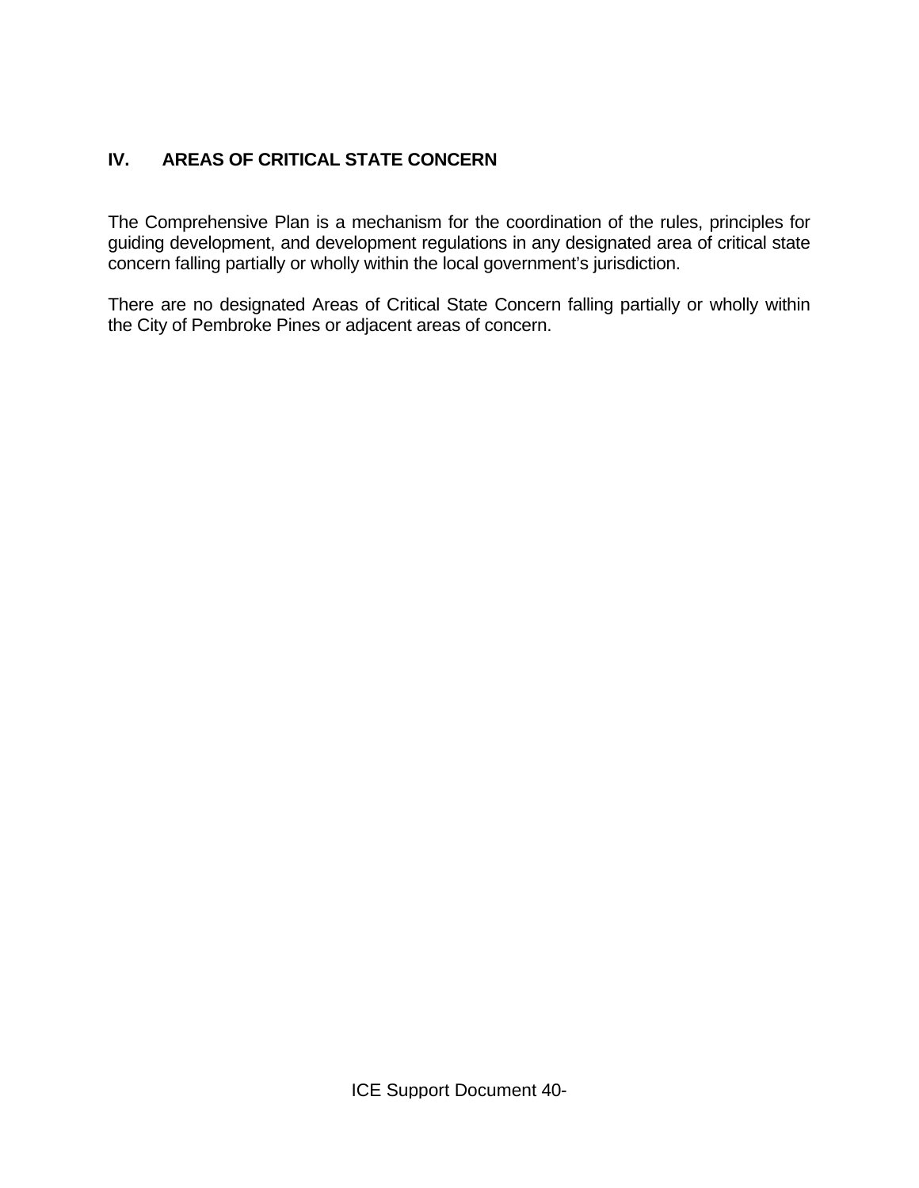## IV. AREAS OF CRITICAL STATE CONCERN

The Comprehensive Plan is a mechanism for the coordination of the rules, principles for guiding development, and development regulations in any designated area of critical state concern falling partially or wholly within the local government's jurisdiction.

There are no designated Areas of Critical State Concern falling partially or wholly within the City of Pembroke Pines or adjacent areas of concern.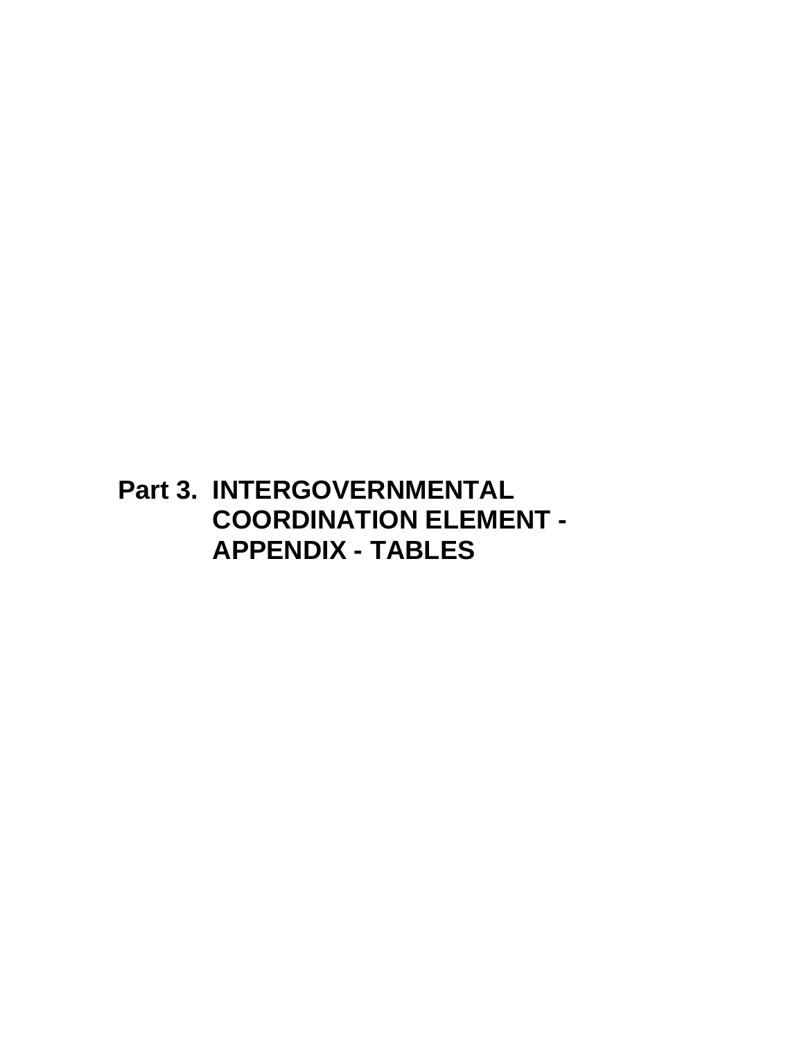# Part 3. INTERGOVERNMENTAL COORDINATION ELEMENT - APPENDIX - TABLES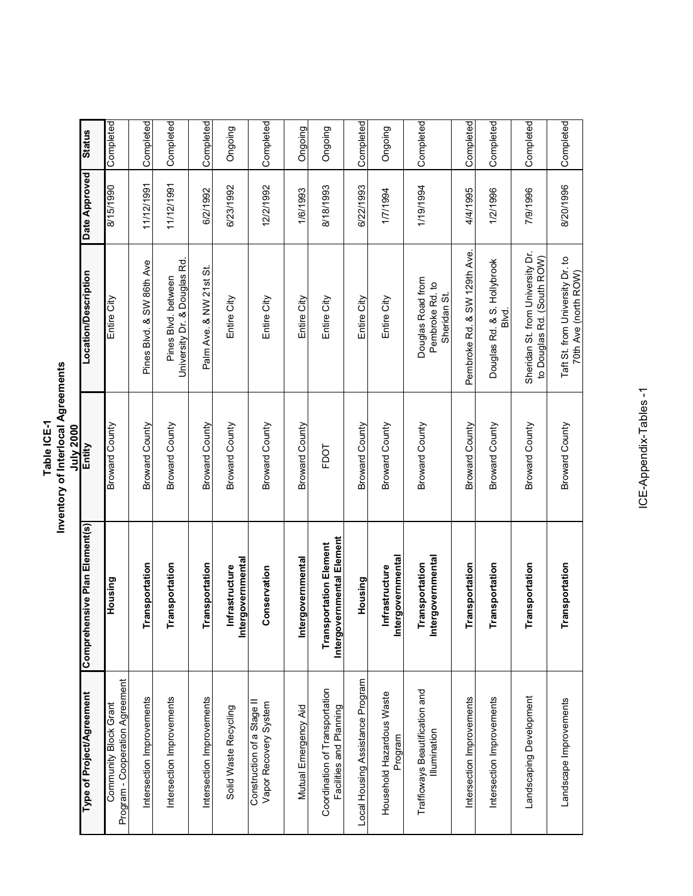# Table ICE-1
## Inventory of Interlocal Agreements
### July 2000

| Type of Project/Agreement | Comprehensive Plan Element(s) | Entity | Location/Description | Date Approved | Status |
|---|---|---|---|---|---|
| Community Block Grant Program - Cooperation Agreement | **Housing** | Broward County | Entire City | 8/15/1990 | Completed |
| Intersection Improvements | **Transportation** | Broward County | Pines Blvd. & SW 86th Ave | 11/12/1991 | Completed |
| Intersection Improvements | **Transportation** | Broward County | Pines Blvd. between University Dr. & Douglas Rd. | 11/12/1991 | Completed |
| Intersection Improvements | **Transportation** | Broward County | Palm Ave. & NW 21st St. | 6/2/1992 | Completed |
| Solid Waste Recycling | **Infrastructure Intergovernmental** | Broward County | Entire City | 6/23/1992 | Ongoing |
| Construction of a Stage II Vapor Recovery System | **Conservation** | Broward County | Entire City | 12/2/1992 | Completed |
| Mutual Emergency Aid | **Intergovernmental** | Broward County | Entire City | 1/6/1993 | Ongoing |
| Coordination of Transportation Facilities and Planning | **Transportation Element Intergovernmental Element** | FDOT | Entire City | 8/18/1993 | Ongoing |
| Local Housing Assistance Program | **Housing** | Broward County | Entire City | 6/22/1993 | Completed |
| Household Hazardous Waste Program | **Infrastructure Intergovernmental** | Broward County | Entire City | 1/7/1994 | Ongoing |
| Trafficways Beautification and Illumination | **Transportation Intergovernmental** | Broward County | Douglas Road from Pembroke Rd. to Sheridan St. | 1/19/1994 | Completed |
| Intersection Improvements | **Transportation** | Broward County | Pembroke Rd. & SW 129th Ave. | 4/4/1995 | Completed |
| Intersection Improvements | **Transportation** | Broward County | Douglas Rd. & S. Hollybrook Blvd. | 1/2/1996 | Completed |
| Landscaping Development | **Transportation** | Broward County | Sheridan St. from University Dr. to Douglas Rd. (South ROW) | 7/9/1996 | Completed |
| Landscape Improvements | **Transportation** | Broward County | Taft St. from University Dr. to 70th Ave (north ROW) | 8/20/1996 | Completed |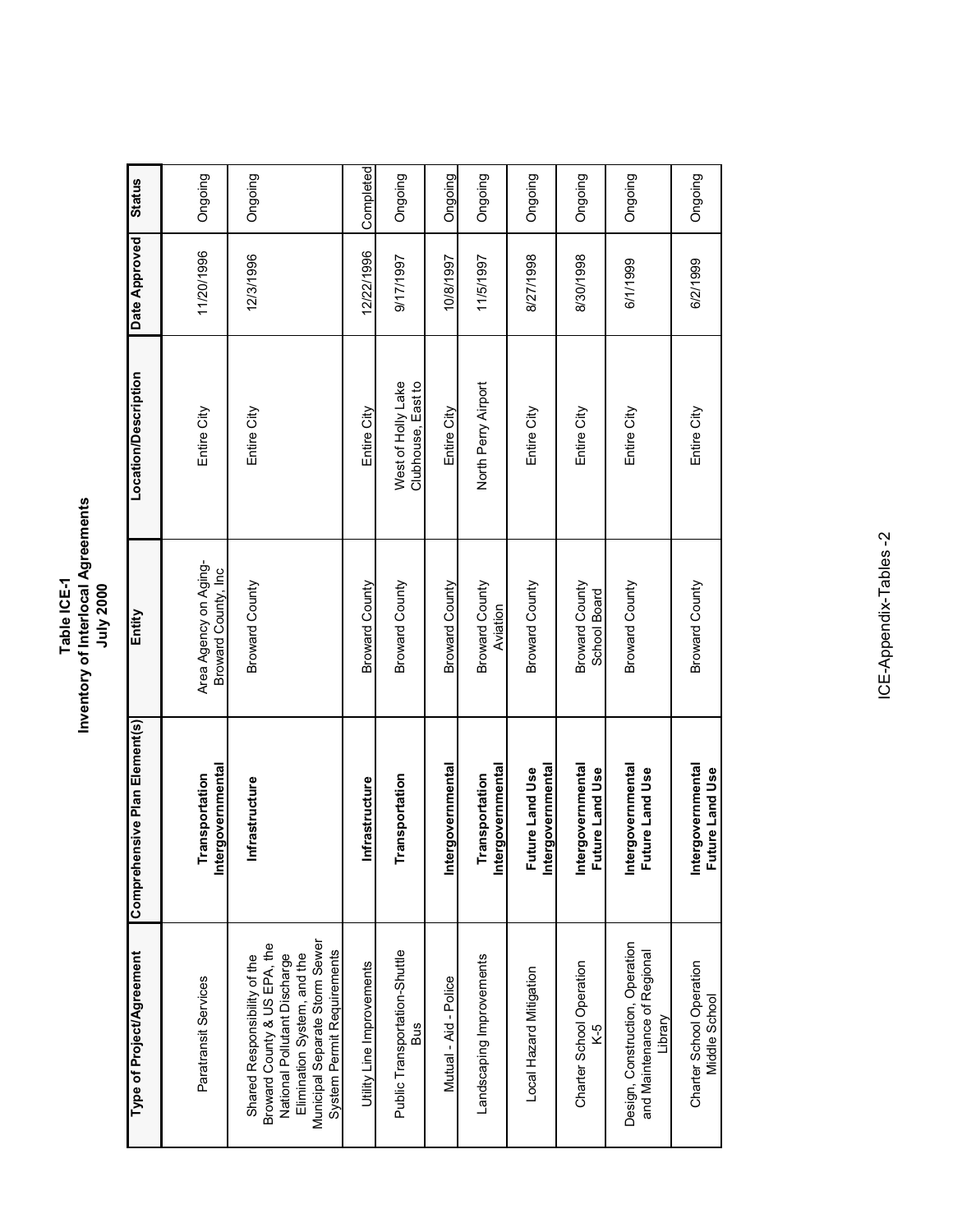# Table ICE-1
## Inventory of Interlocal Agreements
### July 2000

| Type of Project/Agreement | Comprehensive Plan Element(s) | Entity | Location/Description | Date Approved | Status |
|---|---|---|---|---|---|
| Paratransit Services | **Transportation Intergovernmental** | Area Agency on Aging-Broward County, Inc | Entire City | 11/20/1996 | Ongoing |
| Shared Responsibility of the Broward County & US EPA, the National Pollutant Discharge Elimination System, and the Municipal Separate Storm Sewer System Permit Requirements | **Infrastructure** | Broward County | Entire City | 12/3/1996 | Ongoing |
| Utility Line Improvements | **Infrastructure** | Broward County | Entire City | 12/22/1996 | Completed |
| Public Transportation-Shuttle Bus | **Transportation** | Broward County | West of Holly Lake Clubhouse, East to | 9/17/1997 | Ongoing |
| Mutual - Aid - Police | **Intergovernmental** | Broward County | Entire City | 10/8/1997 | Ongoing |
| Landscaping Improvements | **Transportation Intergovernmental** | Broward County Aviation | North Perry Airport | 11/5/1997 | Ongoing |
| Local Hazard Mitigation | **Future Land Use Intergovernmental** | Broward County | Entire City | 8/27/1998 | Ongoing |
| Charter School Operation K-5 | **Intergovernmental Future Land Use** | Broward County School Board | Entire City | 8/30/1998 | Ongoing |
| Design, Construction, Operation and Maintenance of Regional Library | **Intergovernmental Future Land Use** | Broward County | Entire City | 6/1/1999 | Ongoing |
| Charter School Operation Middle School | **Intergovernmental Future Land Use** | Broward County | Entire City | 6/2/1999 | Ongoing |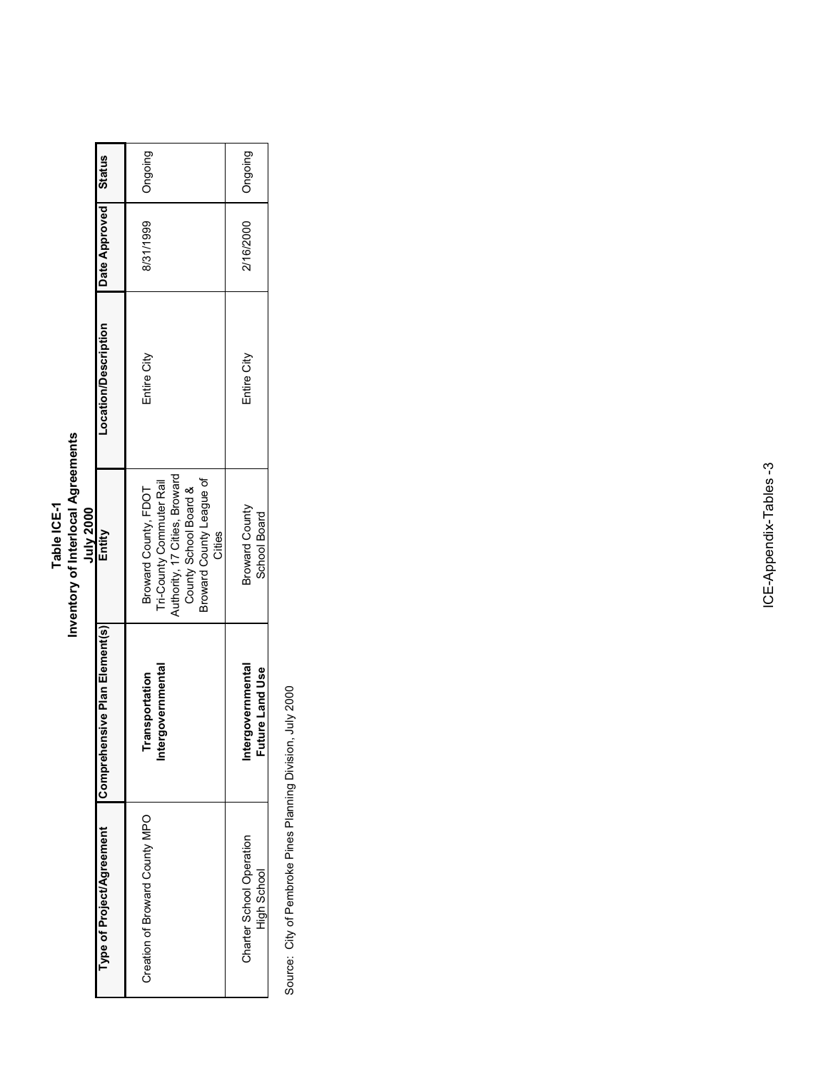# Table ICE-1
## Inventory of Interlocal Agreements
## July 2000

| Type of Project/Agreement | Comprehensive Plan Element(s) | Entity | Location/Description | Date Approved | Status |
|---|---|---|---|---|---|
| Creation of Broward County MPO | **Transportation Intergovernmental** | Broward County, FDOT Tri-County Commuter Rail Authority, 17 Cities, Broward County School Board & Broward County League of Cities | Entire City | 8/31/1999 | Ongoing |
| Charter School Operation High School | **Intergovernmental Future Land Use** | Broward County School Board | Entire City | 2/16/2000 | Ongoing |

Source: City of Pembroke Pines Planning Division, July 2000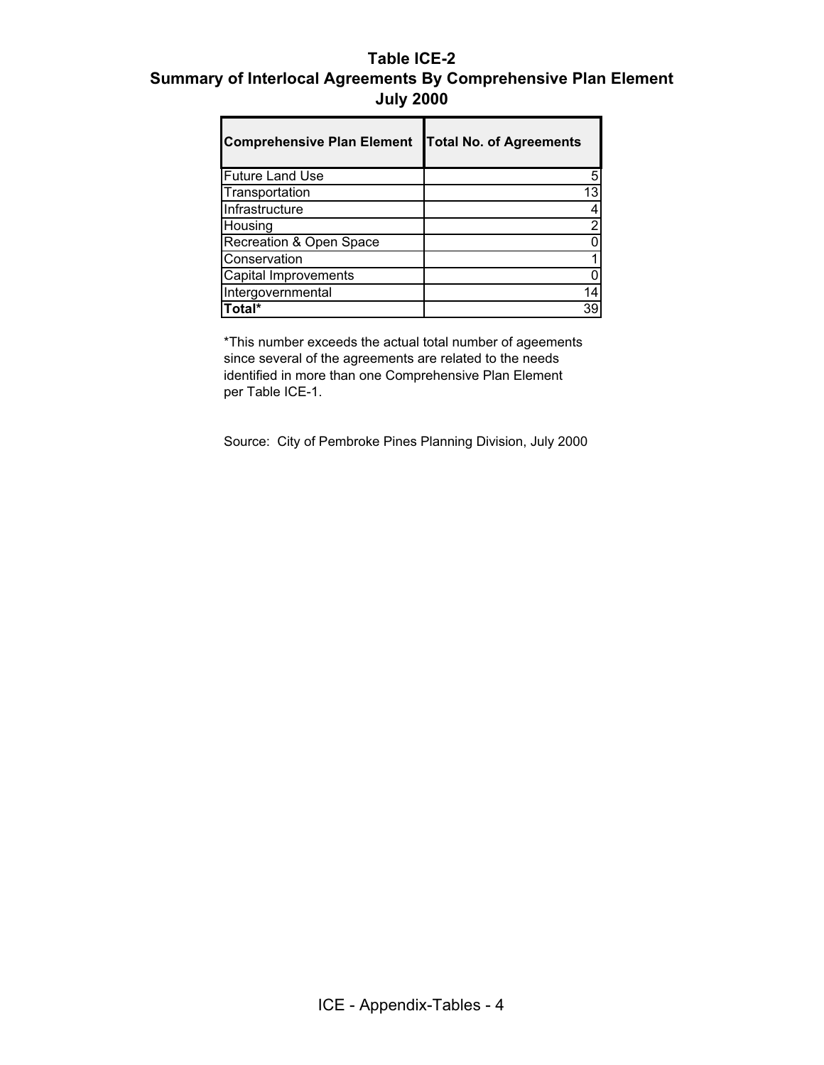## Table ICE-2
## Summary of Interlocal Agreements By Comprehensive Plan Element
## July 2000

| Comprehensive Plan Element | Total No. of Agreements |
|---|---|
| Future Land Use | 5 |
| Transportation | 13 |
| Infrastructure | 4 |
| Housing | 2 |
| Recreation & Open Space | 0 |
| Conservation | 1 |
| Capital Improvements | 0 |
| Intergovernmental | 14 |
| **Total*** | 39 |

*This number exceeds the actual total number of ageements since several of the agreements are related to the needs identified in more than one Comprehensive Plan Element per Table ICE-1.

Source: City of Pembroke Pines Planning Division, July 2000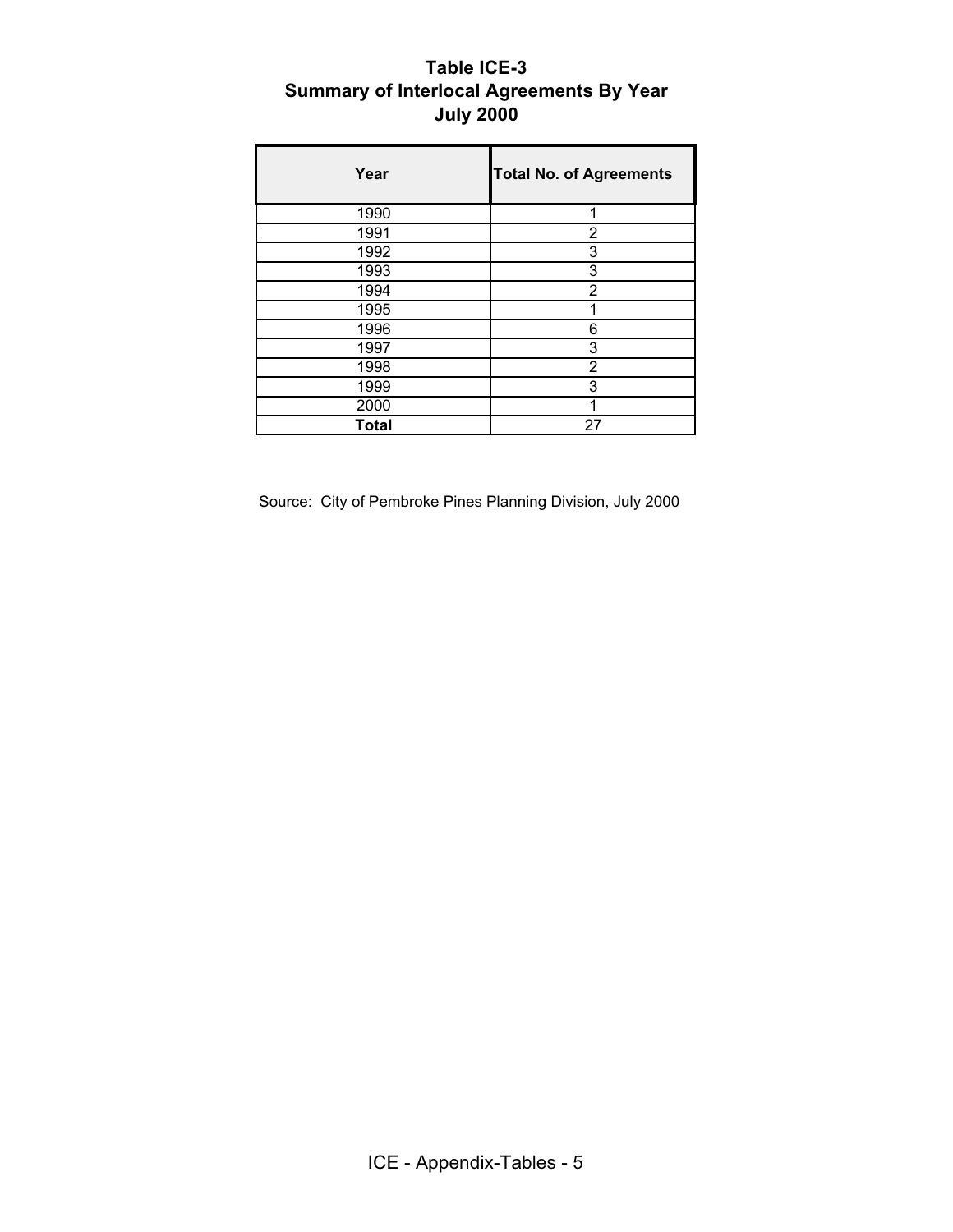# Table ICE-3
## Summary of Interlocal Agreements By Year
## July 2000

| Year | Total No. of Agreements |
|---|---|
| 1990 | 1 |
| 1991 | 2 |
| 1992 | 3 |
| 1993 | 3 |
| 1994 | 2 |
| 1995 | 1 |
| 1996 | 6 |
| 1997 | 3 |
| 1998 | 2 |
| 1999 | 3 |
| 2000 | 1 |
| **Total** | 27 |

Source: City of Pembroke Pines Planning Division, July 2000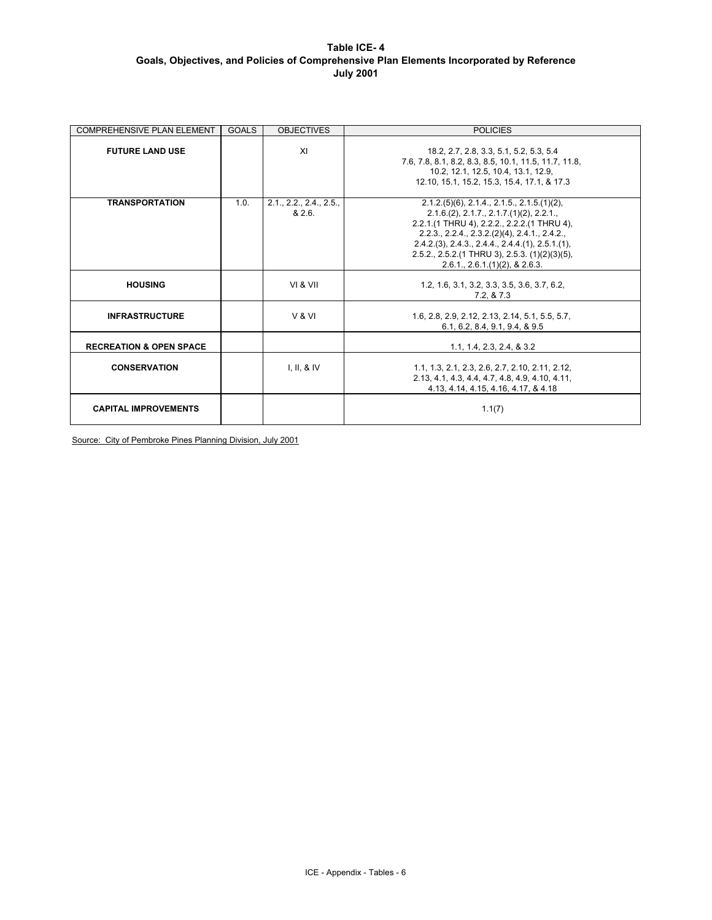**Table ICE- 4**
**Goals, Objectives, and Policies of Comprehensive Plan Elements Incorporated by Reference**
**July 2001**

| COMPREHENSIVE PLAN ELEMENT | GOALS | OBJECTIVES | POLICIES |
|---|---|---|---|
| **FUTURE LAND USE** | | XI | 18.2, 2.7, 2.8, 3.3, 5.1, 5.2, 5.3, 5.4 7.6, 7.8, 8.1, 8.2, 8.3, 8.5, 10.1, 11.5, 11.7, 11.8, 10.2, 12.1, 12.5, 10.4, 13.1, 12.9, 12.10, 15.1, 15.2, 15.3, 15.4, 17.1, & 17.3 |
| **TRANSPORTATION** | 1.0. | 2.1., 2.2., 2.4., 2.5., & 2.6. | 2.1.2.(5)(6), 2.1.4., 2.1.5., 2.1.5.(1)(2), 2.1.6.(2), 2.1.7., 2.1.7.(1)(2), 2.2.1., 2.2.1.(1 THRU 4), 2.2.2., 2.2.2.(1 THRU 4), 2.2.3., 2.2.4., 2.3.2.(2)(4), 2.4.1., 2.4.2., 2.4.2.(3), 2.4.3., 2.4.4., 2.4.4.(1), 2.5.1.(1), 2.5.2., 2.5.2.(1 THRU 3), 2.5.3. (1)(2)(3)(5), 2.6.1., 2.6.1.(1)(2), & 2.6.3. |
| **HOUSING** | | VI & VII | 1.2, 1.6, 3.1, 3.2, 3.3, 3.5, 3.6, 3.7, 6.2, 7.2, & 7.3 |
| **INFRASTRUCTURE** | | V & VI | 1.6, 2.8, 2.9, 2.12, 2.13, 2.14, 5.1, 5.5, 5.7, 6.1, 6.2, 8.4, 9.1, 9.4, & 9.5 |
| **RECREATION & OPEN SPACE** | | | 1.1, 1.4, 2.3, 2.4, & 3.2 |
| **CONSERVATION** | | I, II, & IV | 1.1, 1.3, 2.1, 2.3, 2.6, 2.7, 2.10, 2.11, 2.12, 2.13, 4.1, 4.3, 4.4, 4.7, 4.8, 4.9, 4.10, 4.11, 4.13, 4.14, 4.15, 4.16, 4.17, & 4.18 |
| **CAPITAL IMPROVEMENTS** | | | 1.1(7) |

Source: City of Pembroke Pines Planning Division, July 2001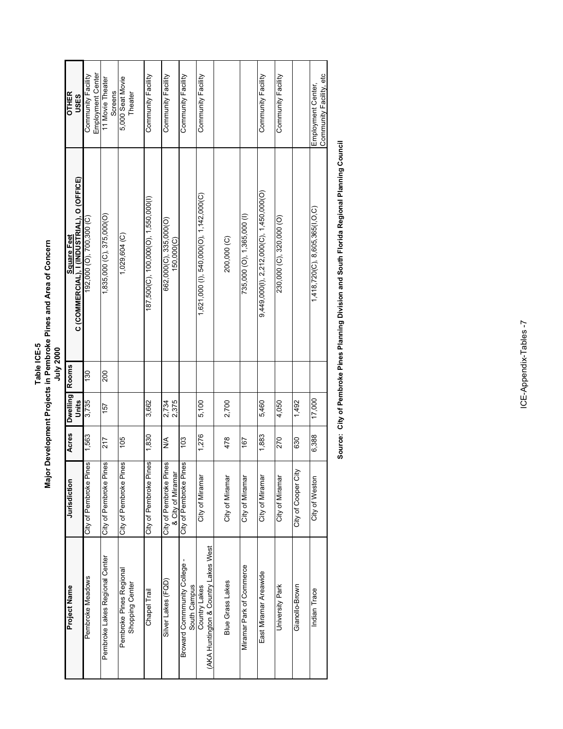**Table ICE-5**
**Major Development Projects in Pembroke Pines and Area of Concern**
**July 2000**

| Project Name | Jurisdiction | Acres | Dwelling Units | Rooms | Square Feet C (COMMERCIAL), I (INDUSTRIAL), O (OFFICE) | OTHER USES |
|---|---|---|---|---|---|---|
| Pembroke Meadows | City of Pembroke Pines | 1,563 | 3,735 | 130 | 192,000 (O), 700,300 (C) | Community Facility Employment Center |
| Pembroke Lakes Regional Center | City of Pembroke Pines | 217 | 157 | 200 | 1,835,000 (C), 375,000(O) | 11 Movie Theater Screens |
| Pembroke Pines Regional Shopping Center | City of Pembroke Pines | 105 | | | 1,029,604 (C) | 5,000 Seat Movie Theater |
| Chapel Trail | City of Pembroke Pines | 1,830 | 3,662 | | 187,500(C), 100,000(O), 1,550,000(I) | Community Facility |
| Silver Lakes (FQD) | City of Pembroke Pines & City of Miramar | N/A | 2,734 2,375 | | 662,000(C), 335,000(O) 150,000(C) | Community Facility |
| Broward Commmunity College - South Campus | City of Pembroke Pines | 103 | | | | Community Facility |
| Country Lakes (AKA Huntington & Country Lakes West | City of Miramar | 1,276 | 5,100 | | 1,621,000 (I), 540,000(O), 1,142,000(C) | Community Facility |
| Blue Grass Lakes | City of Miramar | 478 | 2,700 | | 200,000 (C) | |
| Miramar Park of Commerce | City of Miramar | 167 | | | 735,000 (O), 1,365,000 (I) | |
| East Miramar Areawide | City of Miramar | 1,883 | 5,460 | | 9,449,000(I), 2,212,000(C), 1,450,000(O) | Community Facility |
| University Park | City of Miramar | 270 | 4,050 | | 230,000 (C), 320,000 (O) | Community Facility |
| Gianollo-Brown | City of Cooper City | 630 | 1,492 | | | |
| Indian Trace | City of Weston | 6,388 | 17,000 | | 1,418,720(C), 8,605,365(I,O,C) | Employment Center, Community Facility, etc |

**Source: City of Pembroke Pines Planning Division and South Florida Regional Planning Council**